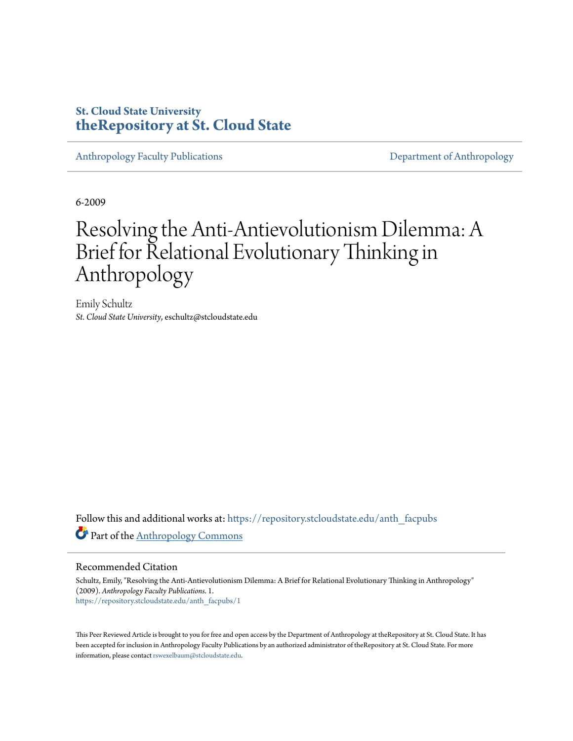St. Cloud State University

**theRepository at St. Cloud State**

Anthropology Faculty Publications | Department of Anthropology

6-2009

# Resolving the Anti-Antievolutionism Dilemma: A Brief for Relational Evolutionary Thinking in Anthropology

Emily Schultz

*St. Cloud State University*, eschultz@stcloudstate.edu

Follow this and additional works at: https://repository.stcloudstate.edu/anth_facpubs

Part of the Anthropology Commons

## Recommended Citation

Schultz, Emily, "Resolving the Anti-Antievolutionism Dilemma: A Brief for Relational Evolutionary Thinking in Anthropology" (2009). *Anthropology Faculty Publications*. 1.
https://repository.stcloudstate.edu/anth_facpubs/1

This Peer Reviewed Article is brought to you for free and open access by the Department of Anthropology at theRepository at St. Cloud State. It has been accepted for inclusion in Anthropology Faculty Publications by an authorized administrator of theRepository at St. Cloud State. For more information, please contact rswexelbaum@stcloudstate.edu.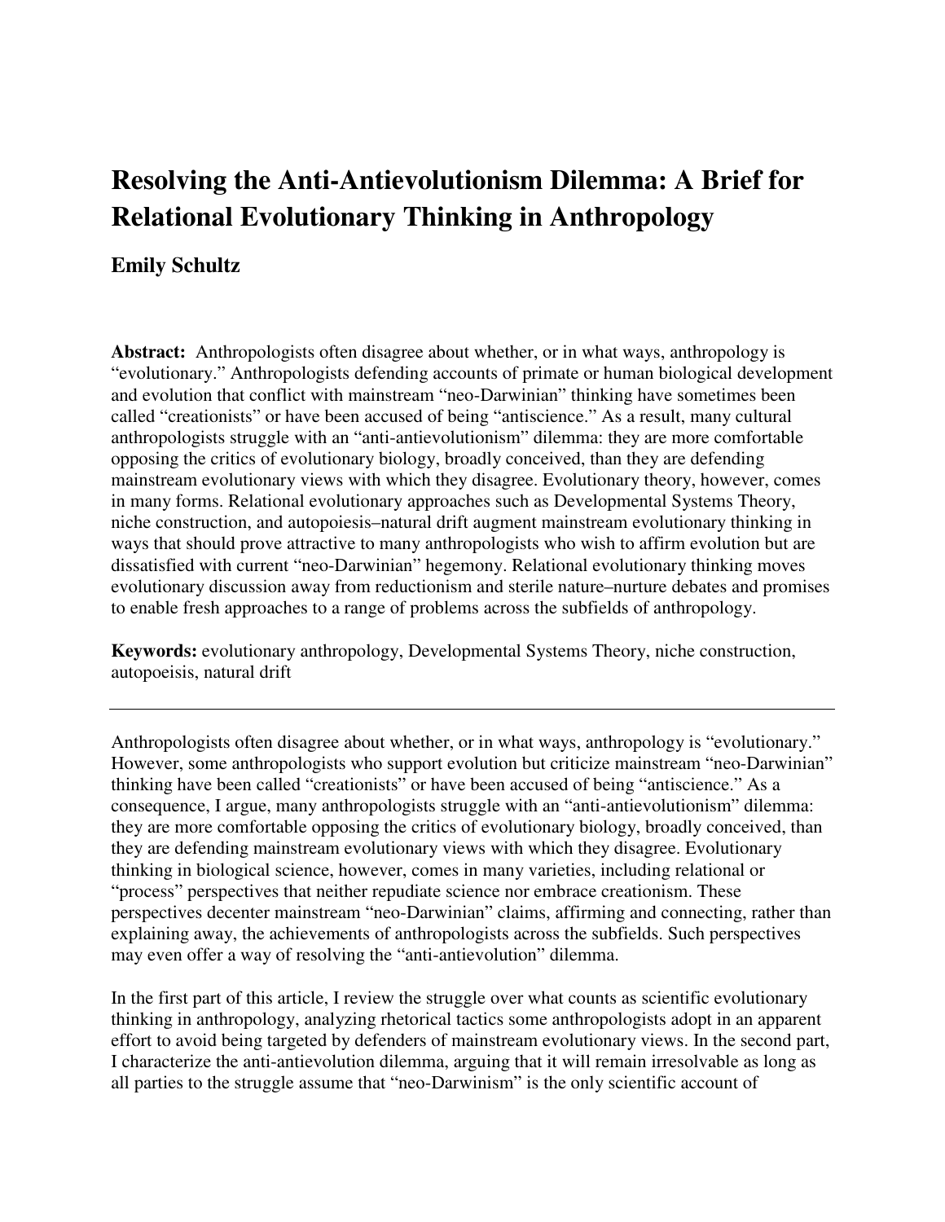# Resolving the Anti-Antievolutionism Dilemma: A Brief for Relational Evolutionary Thinking in Anthropology

**Emily Schultz**

**Abstract:** Anthropologists often disagree about whether, or in what ways, anthropology is "evolutionary." Anthropologists defending accounts of primate or human biological development and evolution that conflict with mainstream "neo-Darwinian" thinking have sometimes been called "creationists" or have been accused of being "antiscience." As a result, many cultural anthropologists struggle with an "anti-antievolutionism" dilemma: they are more comfortable opposing the critics of evolutionary biology, broadly conceived, than they are defending mainstream evolutionary views with which they disagree. Evolutionary theory, however, comes in many forms. Relational evolutionary approaches such as Developmental Systems Theory, niche construction, and autopoiesis–natural drift augment mainstream evolutionary thinking in ways that should prove attractive to many anthropologists who wish to affirm evolution but are dissatisfied with current "neo-Darwinian" hegemony. Relational evolutionary thinking moves evolutionary discussion away from reductionism and sterile nature–nurture debates and promises to enable fresh approaches to a range of problems across the subfields of anthropology.

**Keywords:** evolutionary anthropology, Developmental Systems Theory, niche construction, autopoeisis, natural drift

---

Anthropologists often disagree about whether, or in what ways, anthropology is "evolutionary." However, some anthropologists who support evolution but criticize mainstream "neo-Darwinian" thinking have been called "creationists" or have been accused of being "antiscience." As a consequence, I argue, many anthropologists struggle with an "anti-antievolutionism" dilemma: they are more comfortable opposing the critics of evolutionary biology, broadly conceived, than they are defending mainstream evolutionary views with which they disagree. Evolutionary thinking in biological science, however, comes in many varieties, including relational or "process" perspectives that neither repudiate science nor embrace creationism. These perspectives decenter mainstream "neo-Darwinian" claims, affirming and connecting, rather than explaining away, the achievements of anthropologists across the subfields. Such perspectives may even offer a way of resolving the "anti-antievolution" dilemma.

In the first part of this article, I review the struggle over what counts as scientific evolutionary thinking in anthropology, analyzing rhetorical tactics some anthropologists adopt in an apparent effort to avoid being targeted by defenders of mainstream evolutionary views. In the second part, I characterize the anti-antievolution dilemma, arguing that it will remain irresolvable as long as all parties to the struggle assume that "neo-Darwinism" is the only scientific account of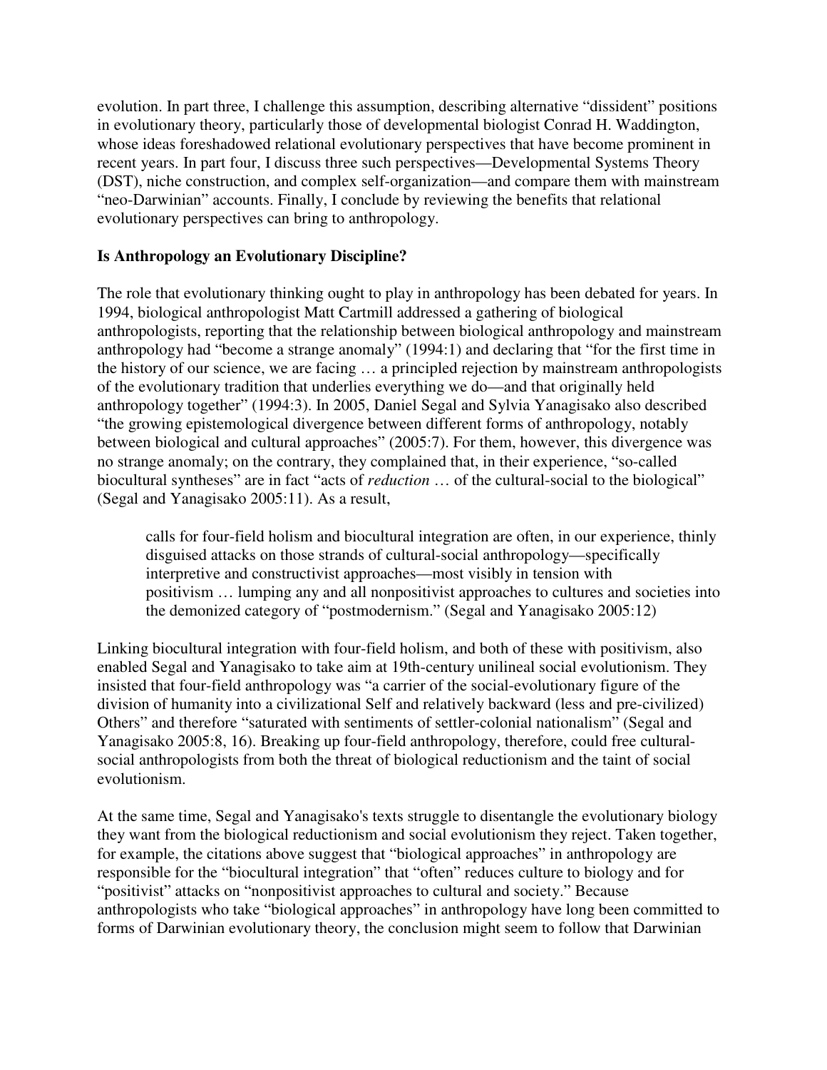evolution. In part three, I challenge this assumption, describing alternative "dissident" positions in evolutionary theory, particularly those of developmental biologist Conrad H. Waddington, whose ideas foreshadowed relational evolutionary perspectives that have become prominent in recent years. In part four, I discuss three such perspectives—Developmental Systems Theory (DST), niche construction, and complex self-organization—and compare them with mainstream "neo-Darwinian" accounts. Finally, I conclude by reviewing the benefits that relational evolutionary perspectives can bring to anthropology.

## Is Anthropology an Evolutionary Discipline?

The role that evolutionary thinking ought to play in anthropology has been debated for years. In 1994, biological anthropologist Matt Cartmill addressed a gathering of biological anthropologists, reporting that the relationship between biological anthropology and mainstream anthropology had "become a strange anomaly" (1994:1) and declaring that "for the first time in the history of our science, we are facing … a principled rejection by mainstream anthropologists of the evolutionary tradition that underlies everything we do—and that originally held anthropology together" (1994:3). In 2005, Daniel Segal and Sylvia Yanagisako also described "the growing epistemological divergence between different forms of anthropology, notably between biological and cultural approaches" (2005:7). For them, however, this divergence was no strange anomaly; on the contrary, they complained that, in their experience, "so-called biocultural syntheses" are in fact "acts of *reduction* … of the cultural-social to the biological" (Segal and Yanagisako 2005:11). As a result,

> calls for four-field holism and biocultural integration are often, in our experience, thinly disguised attacks on those strands of cultural-social anthropology—specifically interpretive and constructivist approaches—most visibly in tension with positivism … lumping any and all nonpositivist approaches to cultures and societies into the demonized category of "postmodernism." (Segal and Yanagisako 2005:12)

Linking biocultural integration with four-field holism, and both of these with positivism, also enabled Segal and Yanagisako to take aim at 19th-century unilineal social evolutionism. They insisted that four-field anthropology was "a carrier of the social-evolutionary figure of the division of humanity into a civilizational Self and relatively backward (less and pre-civilized) Others" and therefore "saturated with sentiments of settler-colonial nationalism" (Segal and Yanagisako 2005:8, 16). Breaking up four-field anthropology, therefore, could free cultural-social anthropologists from both the threat of biological reductionism and the taint of social evolutionism.

At the same time, Segal and Yanagisako's texts struggle to disentangle the evolutionary biology they want from the biological reductionism and social evolutionism they reject. Taken together, for example, the citations above suggest that "biological approaches" in anthropology are responsible for the "biocultural integration" that "often" reduces culture to biology and for "positivist" attacks on "nonpositivist approaches to cultural and society." Because anthropologists who take "biological approaches" in anthropology have long been committed to forms of Darwinian evolutionary theory, the conclusion might seem to follow that Darwinian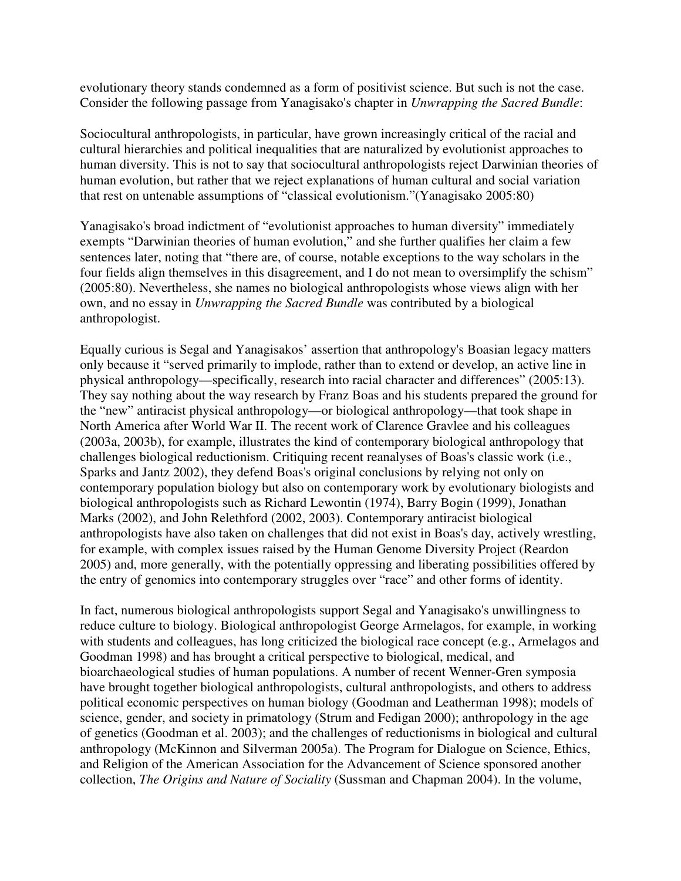evolutionary theory stands condemned as a form of positivist science. But such is not the case. Consider the following passage from Yanagisako's chapter in *Unwrapping the Sacred Bundle*:

Sociocultural anthropologists, in particular, have grown increasingly critical of the racial and cultural hierarchies and political inequalities that are naturalized by evolutionist approaches to human diversity. This is not to say that sociocultural anthropologists reject Darwinian theories of human evolution, but rather that we reject explanations of human cultural and social variation that rest on untenable assumptions of "classical evolutionism."(Yanagisako 2005:80)

Yanagisako's broad indictment of "evolutionist approaches to human diversity" immediately exempts "Darwinian theories of human evolution," and she further qualifies her claim a few sentences later, noting that "there are, of course, notable exceptions to the way scholars in the four fields align themselves in this disagreement, and I do not mean to oversimplify the schism" (2005:80). Nevertheless, she names no biological anthropologists whose views align with her own, and no essay in *Unwrapping the Sacred Bundle* was contributed by a biological anthropologist.

Equally curious is Segal and Yanagisakos' assertion that anthropology's Boasian legacy matters only because it "served primarily to implode, rather than to extend or develop, an active line in physical anthropology—specifically, research into racial character and differences" (2005:13). They say nothing about the way research by Franz Boas and his students prepared the ground for the "new" antiracist physical anthropology—or biological anthropology—that took shape in North America after World War II. The recent work of Clarence Gravlee and his colleagues (2003a, 2003b), for example, illustrates the kind of contemporary biological anthropology that challenges biological reductionism. Critiquing recent reanalyses of Boas's classic work (i.e., Sparks and Jantz 2002), they defend Boas's original conclusions by relying not only on contemporary population biology but also on contemporary work by evolutionary biologists and biological anthropologists such as Richard Lewontin (1974), Barry Bogin (1999), Jonathan Marks (2002), and John Relethford (2002, 2003). Contemporary antiracist biological anthropologists have also taken on challenges that did not exist in Boas's day, actively wrestling, for example, with complex issues raised by the Human Genome Diversity Project (Reardon 2005) and, more generally, with the potentially oppressing and liberating possibilities offered by the entry of genomics into contemporary struggles over "race" and other forms of identity.

In fact, numerous biological anthropologists support Segal and Yanagisako's unwillingness to reduce culture to biology. Biological anthropologist George Armelagos, for example, in working with students and colleagues, has long criticized the biological race concept (e.g., Armelagos and Goodman 1998) and has brought a critical perspective to biological, medical, and bioarchaeological studies of human populations. A number of recent Wenner-Gren symposia have brought together biological anthropologists, cultural anthropologists, and others to address political economic perspectives on human biology (Goodman and Leatherman 1998); models of science, gender, and society in primatology (Strum and Fedigan 2000); anthropology in the age of genetics (Goodman et al. 2003); and the challenges of reductionisms in biological and cultural anthropology (McKinnon and Silverman 2005a). The Program for Dialogue on Science, Ethics, and Religion of the American Association for the Advancement of Science sponsored another collection, *The Origins and Nature of Sociality* (Sussman and Chapman 2004). In the volume,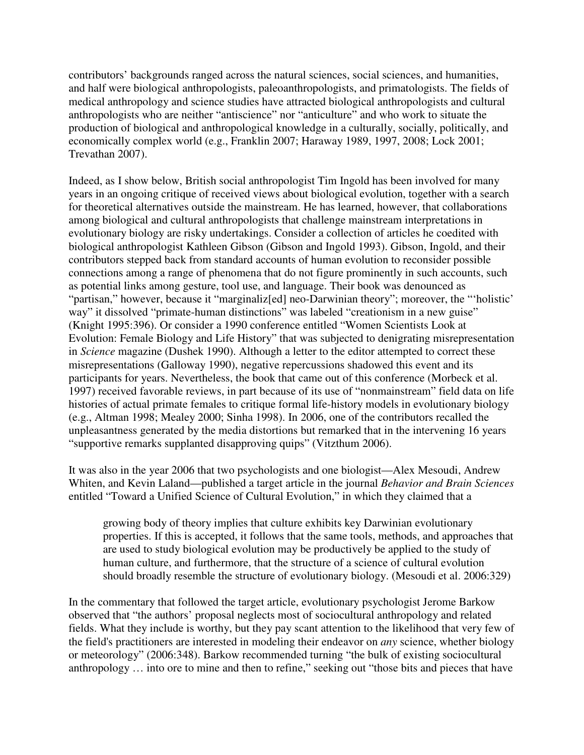contributors' backgrounds ranged across the natural sciences, social sciences, and humanities, and half were biological anthropologists, paleoanthropologists, and primatologists. The fields of medical anthropology and science studies have attracted biological anthropologists and cultural anthropologists who are neither "antiscience" nor "anticulture" and who work to situate the production of biological and anthropological knowledge in a culturally, socially, politically, and economically complex world (e.g., Franklin 2007; Haraway 1989, 1997, 2008; Lock 2001; Trevathan 2007).

Indeed, as I show below, British social anthropologist Tim Ingold has been involved for many years in an ongoing critique of received views about biological evolution, together with a search for theoretical alternatives outside the mainstream. He has learned, however, that collaborations among biological and cultural anthropologists that challenge mainstream interpretations in evolutionary biology are risky undertakings. Consider a collection of articles he coedited with biological anthropologist Kathleen Gibson (Gibson and Ingold 1993). Gibson, Ingold, and their contributors stepped back from standard accounts of human evolution to reconsider possible connections among a range of phenomena that do not figure prominently in such accounts, such as potential links among gesture, tool use, and language. Their book was denounced as "partisan," however, because it "marginaliz[ed] neo-Darwinian theory"; moreover, the "'holistic' way" it dissolved "primate-human distinctions" was labeled "creationism in a new guise" (Knight 1995:396). Or consider a 1990 conference entitled "Women Scientists Look at Evolution: Female Biology and Life History" that was subjected to denigrating misrepresentation in *Science* magazine (Dushek 1990). Although a letter to the editor attempted to correct these misrepresentations (Galloway 1990), negative repercussions shadowed this event and its participants for years. Nevertheless, the book that came out of this conference (Morbeck et al. 1997) received favorable reviews, in part because of its use of "nonmainstream" field data on life histories of actual primate females to critique formal life-history models in evolutionary biology (e.g., Altman 1998; Mealey 2000; Sinha 1998). In 2006, one of the contributors recalled the unpleasantness generated by the media distortions but remarked that in the intervening 16 years "supportive remarks supplanted disapproving quips" (Vitzthum 2006).

It was also in the year 2006 that two psychologists and one biologist—Alex Mesoudi, Andrew Whiten, and Kevin Laland—published a target article in the journal *Behavior and Brain Sciences* entitled "Toward a Unified Science of Cultural Evolution," in which they claimed that a

> growing body of theory implies that culture exhibits key Darwinian evolutionary properties. If this is accepted, it follows that the same tools, methods, and approaches that are used to study biological evolution may be productively be applied to the study of human culture, and furthermore, that the structure of a science of cultural evolution should broadly resemble the structure of evolutionary biology. (Mesoudi et al. 2006:329)

In the commentary that followed the target article, evolutionary psychologist Jerome Barkow observed that "the authors' proposal neglects most of sociocultural anthropology and related fields. What they include is worthy, but they pay scant attention to the likelihood that very few of the field's practitioners are interested in modeling their endeavor on *any* science, whether biology or meteorology" (2006:348). Barkow recommended turning "the bulk of existing sociocultural anthropology … into ore to mine and then to refine," seeking out "those bits and pieces that have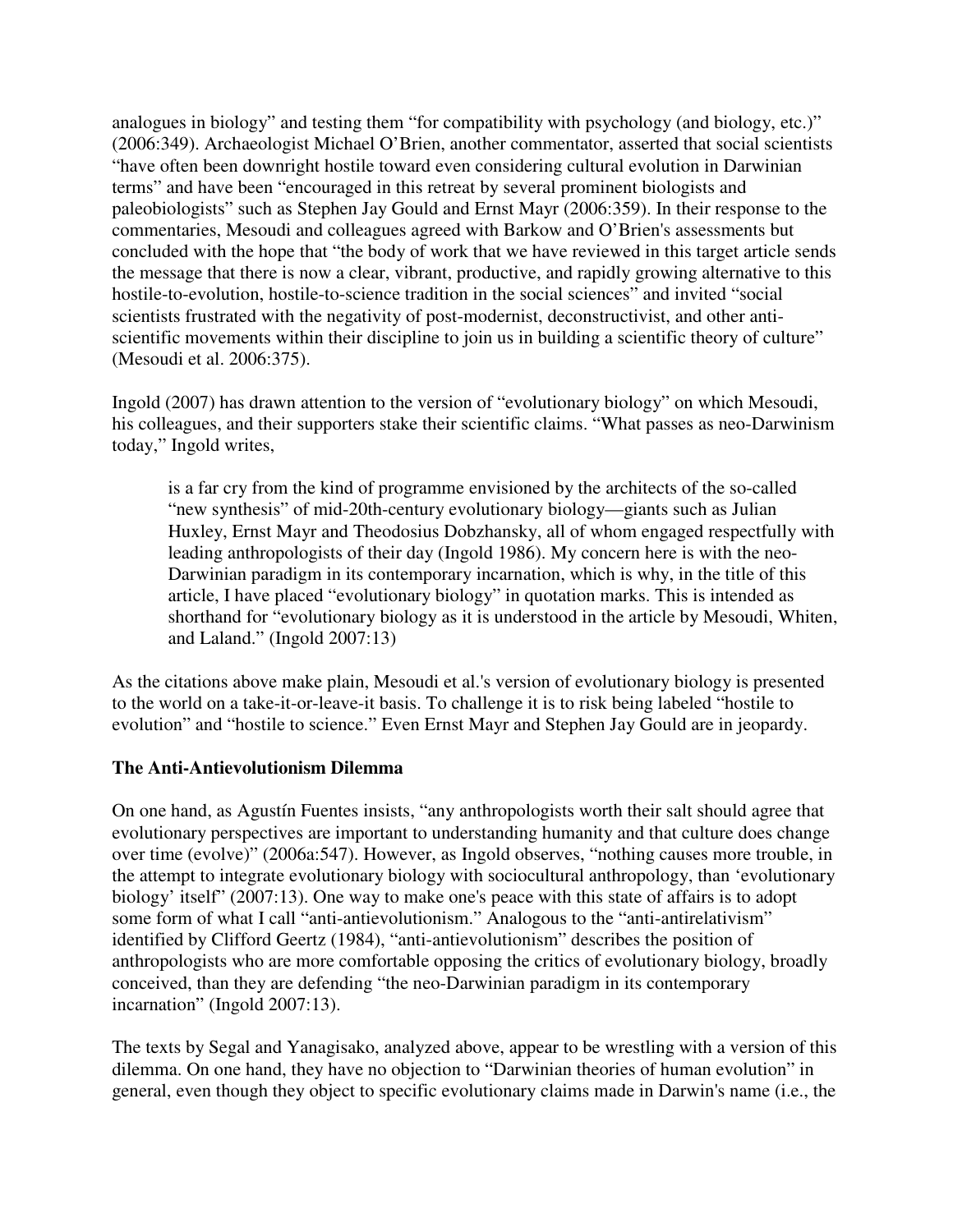analogues in biology" and testing them "for compatibility with psychology (and biology, etc.)" (2006:349). Archaeologist Michael O'Brien, another commentator, asserted that social scientists "have often been downright hostile toward even considering cultural evolution in Darwinian terms" and have been "encouraged in this retreat by several prominent biologists and paleobiologists" such as Stephen Jay Gould and Ernst Mayr (2006:359). In their response to the commentaries, Mesoudi and colleagues agreed with Barkow and O'Brien's assessments but concluded with the hope that "the body of work that we have reviewed in this target article sends the message that there is now a clear, vibrant, productive, and rapidly growing alternative to this hostile-to-evolution, hostile-to-science tradition in the social sciences" and invited "social scientists frustrated with the negativity of post-modernist, deconstructivist, and other anti-scientific movements within their discipline to join us in building a scientific theory of culture" (Mesoudi et al. 2006:375).

Ingold (2007) has drawn attention to the version of "evolutionary biology" on which Mesoudi, his colleagues, and their supporters stake their scientific claims. "What passes as neo-Darwinism today," Ingold writes,

> is a far cry from the kind of programme envisioned by the architects of the so-called "new synthesis" of mid-20th-century evolutionary biology—giants such as Julian Huxley, Ernst Mayr and Theodosius Dobzhansky, all of whom engaged respectfully with leading anthropologists of their day (Ingold 1986). My concern here is with the neo-Darwinian paradigm in its contemporary incarnation, which is why, in the title of this article, I have placed "evolutionary biology" in quotation marks. This is intended as shorthand for "evolutionary biology as it is understood in the article by Mesoudi, Whiten, and Laland." (Ingold 2007:13)

As the citations above make plain, Mesoudi et al.'s version of evolutionary biology is presented to the world on a take-it-or-leave-it basis. To challenge it is to risk being labeled "hostile to evolution" and "hostile to science." Even Ernst Mayr and Stephen Jay Gould are in jeopardy.

### The Anti-Antievolutionism Dilemma

On one hand, as Agustín Fuentes insists, "any anthropologists worth their salt should agree that evolutionary perspectives are important to understanding humanity and that culture does change over time (evolve)" (2006a:547). However, as Ingold observes, "nothing causes more trouble, in the attempt to integrate evolutionary biology with sociocultural anthropology, than 'evolutionary biology' itself" (2007:13). One way to make one's peace with this state of affairs is to adopt some form of what I call "anti-antievolutionism." Analogous to the "anti-antirelativism" identified by Clifford Geertz (1984), "anti-antievolutionism" describes the position of anthropologists who are more comfortable opposing the critics of evolutionary biology, broadly conceived, than they are defending "the neo-Darwinian paradigm in its contemporary incarnation" (Ingold 2007:13).

The texts by Segal and Yanagisako, analyzed above, appear to be wrestling with a version of this dilemma. On one hand, they have no objection to "Darwinian theories of human evolution" in general, even though they object to specific evolutionary claims made in Darwin's name (i.e., the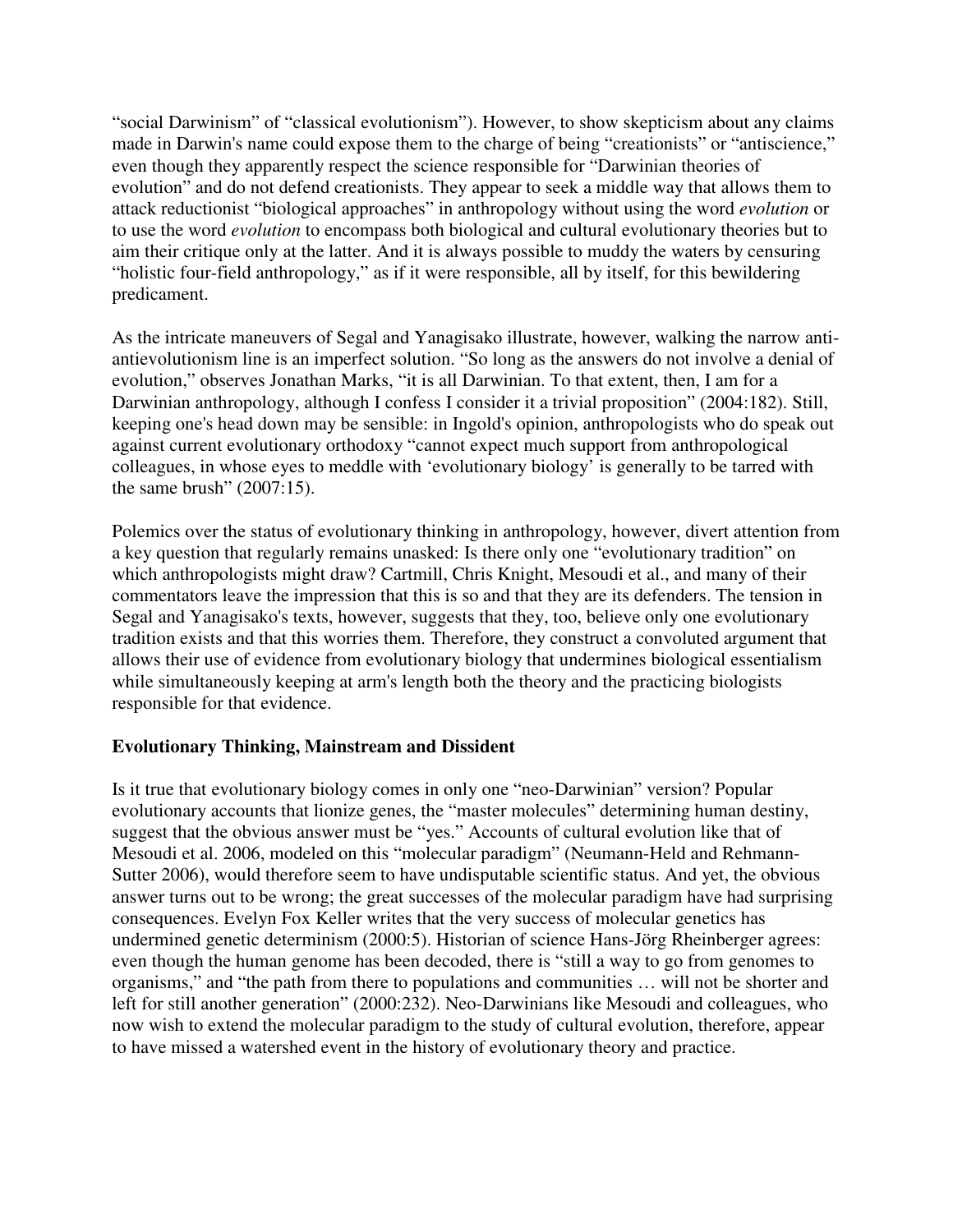"social Darwinism" of "classical evolutionism"). However, to show skepticism about any claims made in Darwin's name could expose them to the charge of being "creationists" or "antiscience," even though they apparently respect the science responsible for "Darwinian theories of evolution" and do not defend creationists. They appear to seek a middle way that allows them to attack reductionist "biological approaches" in anthropology without using the word *evolution* or to use the word *evolution* to encompass both biological and cultural evolutionary theories but to aim their critique only at the latter. And it is always possible to muddy the waters by censuring "holistic four-field anthropology," as if it were responsible, all by itself, for this bewildering predicament.

As the intricate maneuvers of Segal and Yanagisako illustrate, however, walking the narrow anti-antievolutionism line is an imperfect solution. "So long as the answers do not involve a denial of evolution," observes Jonathan Marks, "it is all Darwinian. To that extent, then, I am for a Darwinian anthropology, although I confess I consider it a trivial proposition" (2004:182). Still, keeping one's head down may be sensible: in Ingold's opinion, anthropologists who do speak out against current evolutionary orthodoxy "cannot expect much support from anthropological colleagues, in whose eyes to meddle with 'evolutionary biology' is generally to be tarred with the same brush" (2007:15).

Polemics over the status of evolutionary thinking in anthropology, however, divert attention from a key question that regularly remains unasked: Is there only one "evolutionary tradition" on which anthropologists might draw? Cartmill, Chris Knight, Mesoudi et al., and many of their commentators leave the impression that this is so and that they are its defenders. The tension in Segal and Yanagisako's texts, however, suggests that they, too, believe only one evolutionary tradition exists and that this worries them. Therefore, they construct a convoluted argument that allows their use of evidence from evolutionary biology that undermines biological essentialism while simultaneously keeping at arm's length both the theory and the practicing biologists responsible for that evidence.

## Evolutionary Thinking, Mainstream and Dissident

Is it true that evolutionary biology comes in only one "neo-Darwinian" version? Popular evolutionary accounts that lionize genes, the "master molecules" determining human destiny, suggest that the obvious answer must be "yes." Accounts of cultural evolution like that of Mesoudi et al. 2006, modeled on this "molecular paradigm" (Neumann-Held and Rehmann-Sutter 2006), would therefore seem to have undisputable scientific status. And yet, the obvious answer turns out to be wrong; the great successes of the molecular paradigm have had surprising consequences. Evelyn Fox Keller writes that the very success of molecular genetics has undermined genetic determinism (2000:5). Historian of science Hans-Jörg Rheinberger agrees: even though the human genome has been decoded, there is "still a way to go from genomes to organisms," and "the path from there to populations and communities … will not be shorter and left for still another generation" (2000:232). Neo-Darwinians like Mesoudi and colleagues, who now wish to extend the molecular paradigm to the study of cultural evolution, therefore, appear to have missed a watershed event in the history of evolutionary theory and practice.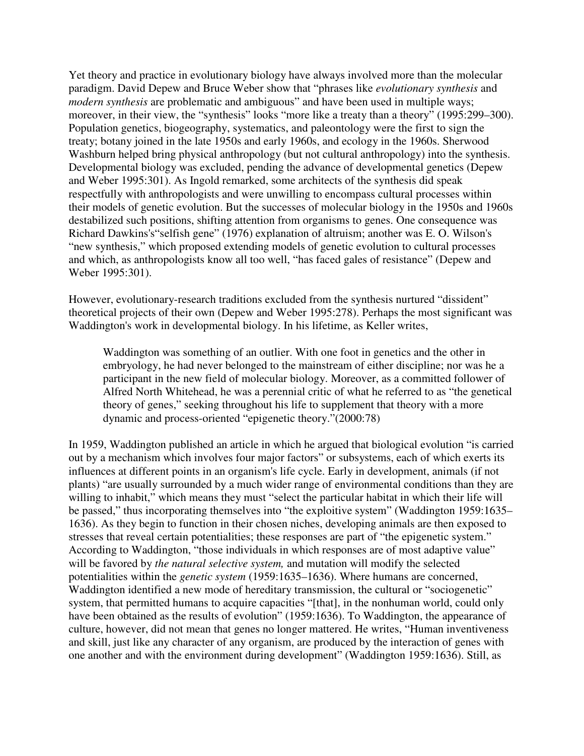Yet theory and practice in evolutionary biology have always involved more than the molecular paradigm. David Depew and Bruce Weber show that "phrases like *evolutionary synthesis* and *modern synthesis* are problematic and ambiguous" and have been used in multiple ways; moreover, in their view, the "synthesis" looks "more like a treaty than a theory" (1995:299–300). Population genetics, biogeography, systematics, and paleontology were the first to sign the treaty; botany joined in the late 1950s and early 1960s, and ecology in the 1960s. Sherwood Washburn helped bring physical anthropology (but not cultural anthropology) into the synthesis. Developmental biology was excluded, pending the advance of developmental genetics (Depew and Weber 1995:301). As Ingold remarked, some architects of the synthesis did speak respectfully with anthropologists and were unwilling to encompass cultural processes within their models of genetic evolution. But the successes of molecular biology in the 1950s and 1960s destabilized such positions, shifting attention from organisms to genes. One consequence was Richard Dawkins's"selfish gene" (1976) explanation of altruism; another was E. O. Wilson's "new synthesis," which proposed extending models of genetic evolution to cultural processes and which, as anthropologists know all too well, "has faced gales of resistance" (Depew and Weber 1995:301).

However, evolutionary-research traditions excluded from the synthesis nurtured "dissident" theoretical projects of their own (Depew and Weber 1995:278). Perhaps the most significant was Waddington's work in developmental biology. In his lifetime, as Keller writes,

> Waddington was something of an outlier. With one foot in genetics and the other in embryology, he had never belonged to the mainstream of either discipline; nor was he a participant in the new field of molecular biology. Moreover, as a committed follower of Alfred North Whitehead, he was a perennial critic of what he referred to as "the genetical theory of genes," seeking throughout his life to supplement that theory with a more dynamic and process-oriented "epigenetic theory."(2000:78)

In 1959, Waddington published an article in which he argued that biological evolution "is carried out by a mechanism which involves four major factors" or subsystems, each of which exerts its influences at different points in an organism's life cycle. Early in development, animals (if not plants) "are usually surrounded by a much wider range of environmental conditions than they are willing to inhabit," which means they must "select the particular habitat in which their life will be passed," thus incorporating themselves into "the exploitive system" (Waddington 1959:1635–1636). As they begin to function in their chosen niches, developing animals are then exposed to stresses that reveal certain potentialities; these responses are part of "the epigenetic system." According to Waddington, "those individuals in which responses are of most adaptive value" will be favored by *the natural selective system,* and mutation will modify the selected potentialities within the *genetic system* (1959:1635–1636). Where humans are concerned, Waddington identified a new mode of hereditary transmission, the cultural or "sociogenetic" system, that permitted humans to acquire capacities "[that], in the nonhuman world, could only have been obtained as the results of evolution" (1959:1636). To Waddington, the appearance of culture, however, did not mean that genes no longer mattered. He writes, "Human inventiveness and skill, just like any character of any organism, are produced by the interaction of genes with one another and with the environment during development" (Waddington 1959:1636). Still, as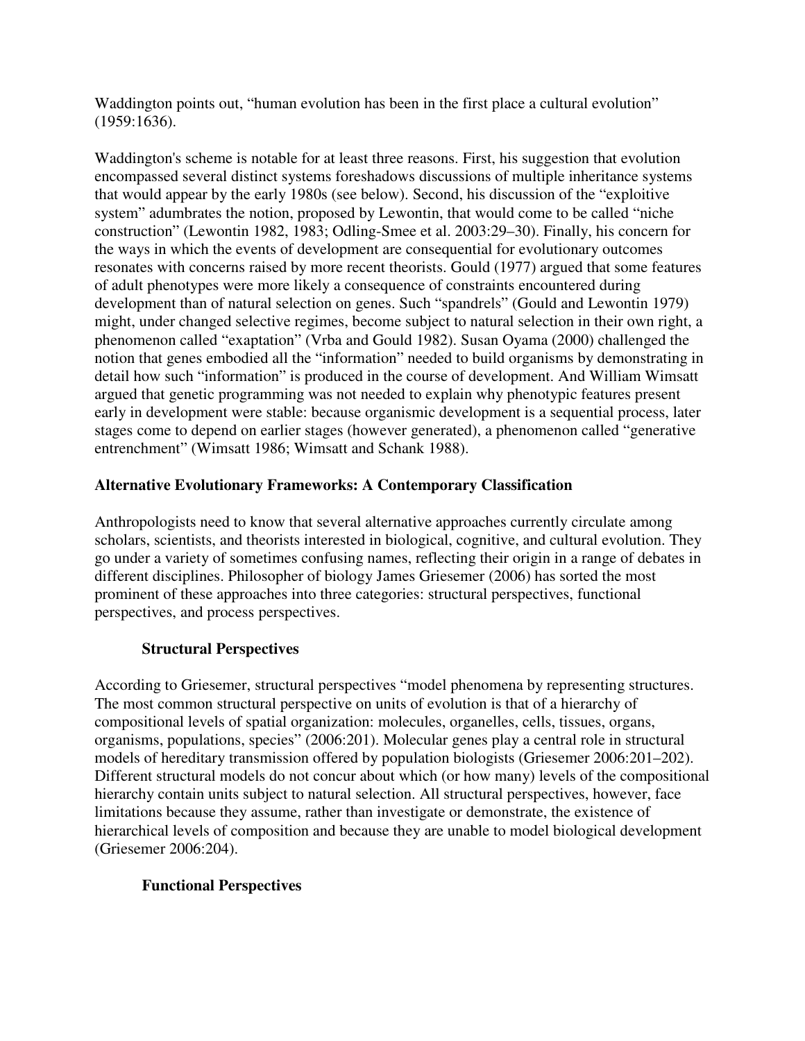Waddington points out, "human evolution has been in the first place a cultural evolution" (1959:1636).

Waddington's scheme is notable for at least three reasons. First, his suggestion that evolution encompassed several distinct systems foreshadows discussions of multiple inheritance systems that would appear by the early 1980s (see below). Second, his discussion of the "exploitive system" adumbrates the notion, proposed by Lewontin, that would come to be called "niche construction" (Lewontin 1982, 1983; Odling-Smee et al. 2003:29–30). Finally, his concern for the ways in which the events of development are consequential for evolutionary outcomes resonates with concerns raised by more recent theorists. Gould (1977) argued that some features of adult phenotypes were more likely a consequence of constraints encountered during development than of natural selection on genes. Such "spandrels" (Gould and Lewontin 1979) might, under changed selective regimes, become subject to natural selection in their own right, a phenomenon called "exaptation" (Vrba and Gould 1982). Susan Oyama (2000) challenged the notion that genes embodied all the "information" needed to build organisms by demonstrating in detail how such "information" is produced in the course of development. And William Wimsatt argued that genetic programming was not needed to explain why phenotypic features present early in development were stable: because organismic development is a sequential process, later stages come to depend on earlier stages (however generated), a phenomenon called "generative entrenchment" (Wimsatt 1986; Wimsatt and Schank 1988).

## Alternative Evolutionary Frameworks: A Contemporary Classification

Anthropologists need to know that several alternative approaches currently circulate among scholars, scientists, and theorists interested in biological, cognitive, and cultural evolution. They go under a variety of sometimes confusing names, reflecting their origin in a range of debates in different disciplines. Philosopher of biology James Griesemer (2006) has sorted the most prominent of these approaches into three categories: structural perspectives, functional perspectives, and process perspectives.

### Structural Perspectives

According to Griesemer, structural perspectives "model phenomena by representing structures. The most common structural perspective on units of evolution is that of a hierarchy of compositional levels of spatial organization: molecules, organelles, cells, tissues, organs, organisms, populations, species" (2006:201). Molecular genes play a central role in structural models of hereditary transmission offered by population biologists (Griesemer 2006:201–202). Different structural models do not concur about which (or how many) levels of the compositional hierarchy contain units subject to natural selection. All structural perspectives, however, face limitations because they assume, rather than investigate or demonstrate, the existence of hierarchical levels of composition and because they are unable to model biological development (Griesemer 2006:204).

### Functional Perspectives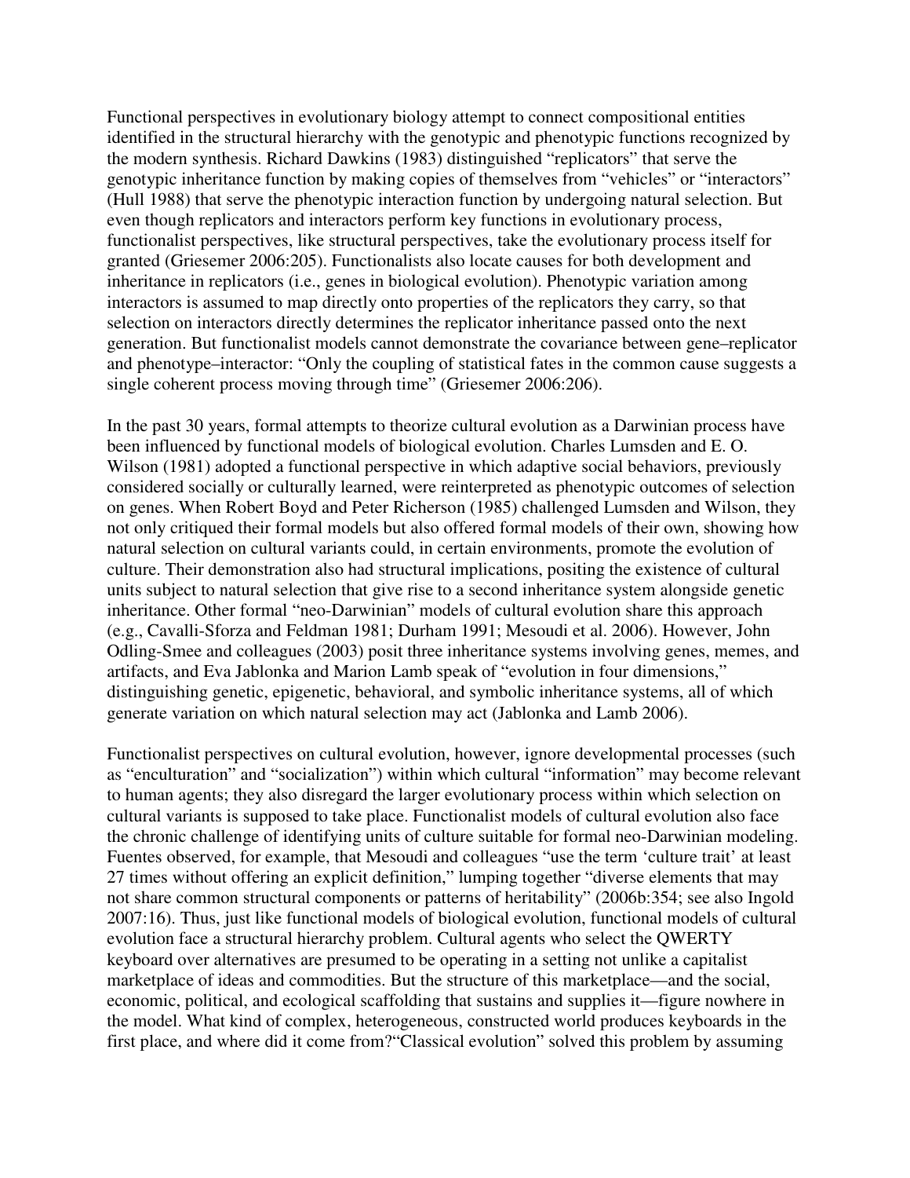Functional perspectives in evolutionary biology attempt to connect compositional entities identified in the structural hierarchy with the genotypic and phenotypic functions recognized by the modern synthesis. Richard Dawkins (1983) distinguished "replicators" that serve the genotypic inheritance function by making copies of themselves from "vehicles" or "interactors" (Hull 1988) that serve the phenotypic interaction function by undergoing natural selection. But even though replicators and interactors perform key functions in evolutionary process, functionalist perspectives, like structural perspectives, take the evolutionary process itself for granted (Griesemer 2006:205). Functionalists also locate causes for both development and inheritance in replicators (i.e., genes in biological evolution). Phenotypic variation among interactors is assumed to map directly onto properties of the replicators they carry, so that selection on interactors directly determines the replicator inheritance passed onto the next generation. But functionalist models cannot demonstrate the covariance between gene–replicator and phenotype–interactor: "Only the coupling of statistical fates in the common cause suggests a single coherent process moving through time" (Griesemer 2006:206).

In the past 30 years, formal attempts to theorize cultural evolution as a Darwinian process have been influenced by functional models of biological evolution. Charles Lumsden and E. O. Wilson (1981) adopted a functional perspective in which adaptive social behaviors, previously considered socially or culturally learned, were reinterpreted as phenotypic outcomes of selection on genes. When Robert Boyd and Peter Richerson (1985) challenged Lumsden and Wilson, they not only critiqued their formal models but also offered formal models of their own, showing how natural selection on cultural variants could, in certain environments, promote the evolution of culture. Their demonstration also had structural implications, positing the existence of cultural units subject to natural selection that give rise to a second inheritance system alongside genetic inheritance. Other formal "neo-Darwinian" models of cultural evolution share this approach (e.g., Cavalli-Sforza and Feldman 1981; Durham 1991; Mesoudi et al. 2006). However, John Odling-Smee and colleagues (2003) posit three inheritance systems involving genes, memes, and artifacts, and Eva Jablonka and Marion Lamb speak of "evolution in four dimensions," distinguishing genetic, epigenetic, behavioral, and symbolic inheritance systems, all of which generate variation on which natural selection may act (Jablonka and Lamb 2006).

Functionalist perspectives on cultural evolution, however, ignore developmental processes (such as "enculturation" and "socialization") within which cultural "information" may become relevant to human agents; they also disregard the larger evolutionary process within which selection on cultural variants is supposed to take place. Functionalist models of cultural evolution also face the chronic challenge of identifying units of culture suitable for formal neo-Darwinian modeling. Fuentes observed, for example, that Mesoudi and colleagues "use the term 'culture trait' at least 27 times without offering an explicit definition," lumping together "diverse elements that may not share common structural components or patterns of heritability" (2006b:354; see also Ingold 2007:16). Thus, just like functional models of biological evolution, functional models of cultural evolution face a structural hierarchy problem. Cultural agents who select the QWERTY keyboard over alternatives are presumed to be operating in a setting not unlike a capitalist marketplace of ideas and commodities. But the structure of this marketplace—and the social, economic, political, and ecological scaffolding that sustains and supplies it—figure nowhere in the model. What kind of complex, heterogeneous, constructed world produces keyboards in the first place, and where did it come from?"Classical evolution" solved this problem by assuming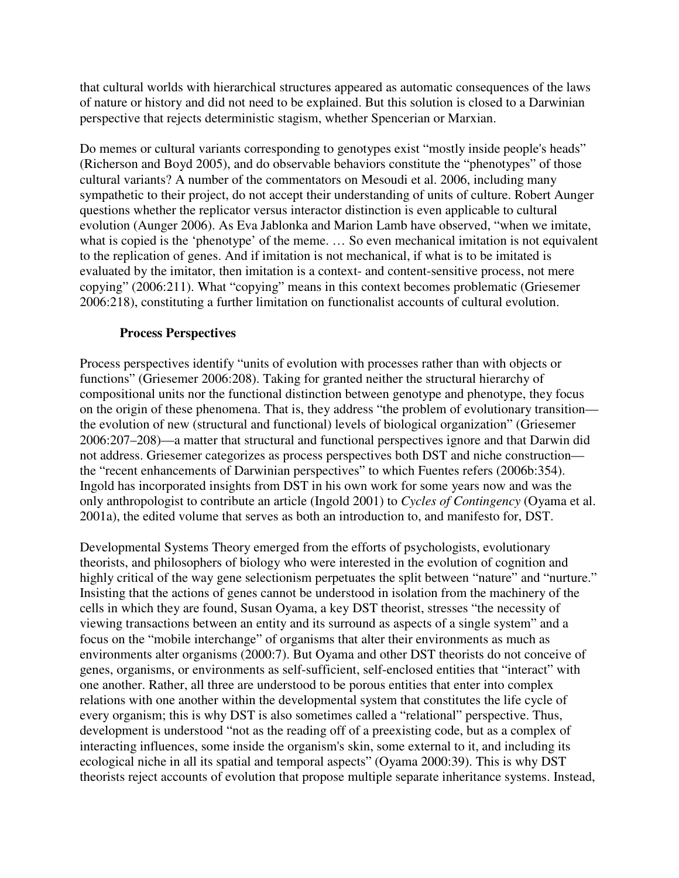that cultural worlds with hierarchical structures appeared as automatic consequences of the laws of nature or history and did not need to be explained. But this solution is closed to a Darwinian perspective that rejects deterministic stagism, whether Spencerian or Marxian.

Do memes or cultural variants corresponding to genotypes exist "mostly inside people's heads" (Richerson and Boyd 2005), and do observable behaviors constitute the "phenotypes" of those cultural variants? A number of the commentators on Mesoudi et al. 2006, including many sympathetic to their project, do not accept their understanding of units of culture. Robert Aunger questions whether the replicator versus interactor distinction is even applicable to cultural evolution (Aunger 2006). As Eva Jablonka and Marion Lamb have observed, "when we imitate, what is copied is the 'phenotype' of the meme. … So even mechanical imitation is not equivalent to the replication of genes. And if imitation is not mechanical, if what is to be imitated is evaluated by the imitator, then imitation is a context- and content-sensitive process, not mere copying" (2006:211). What "copying" means in this context becomes problematic (Griesemer 2006:218), constituting a further limitation on functionalist accounts of cultural evolution.

### Process Perspectives

Process perspectives identify "units of evolution with processes rather than with objects or functions" (Griesemer 2006:208). Taking for granted neither the structural hierarchy of compositional units nor the functional distinction between genotype and phenotype, they focus on the origin of these phenomena. That is, they address "the problem of evolutionary transition—the evolution of new (structural and functional) levels of biological organization" (Griesemer 2006:207–208)—a matter that structural and functional perspectives ignore and that Darwin did not address. Griesemer categorizes as process perspectives both DST and niche construction—the "recent enhancements of Darwinian perspectives" to which Fuentes refers (2006b:354). Ingold has incorporated insights from DST in his own work for some years now and was the only anthropologist to contribute an article (Ingold 2001) to *Cycles of Contingency* (Oyama et al. 2001a), the edited volume that serves as both an introduction to, and manifesto for, DST.

Developmental Systems Theory emerged from the efforts of psychologists, evolutionary theorists, and philosophers of biology who were interested in the evolution of cognition and highly critical of the way gene selectionism perpetuates the split between "nature" and "nurture." Insisting that the actions of genes cannot be understood in isolation from the machinery of the cells in which they are found, Susan Oyama, a key DST theorist, stresses "the necessity of viewing transactions between an entity and its surround as aspects of a single system" and a focus on the "mobile interchange" of organisms that alter their environments as much as environments alter organisms (2000:7). But Oyama and other DST theorists do not conceive of genes, organisms, or environments as self-sufficient, self-enclosed entities that "interact" with one another. Rather, all three are understood to be porous entities that enter into complex relations with one another within the developmental system that constitutes the life cycle of every organism; this is why DST is also sometimes called a "relational" perspective. Thus, development is understood "not as the reading off of a preexisting code, but as a complex of interacting influences, some inside the organism's skin, some external to it, and including its ecological niche in all its spatial and temporal aspects" (Oyama 2000:39). This is why DST theorists reject accounts of evolution that propose multiple separate inheritance systems. Instead,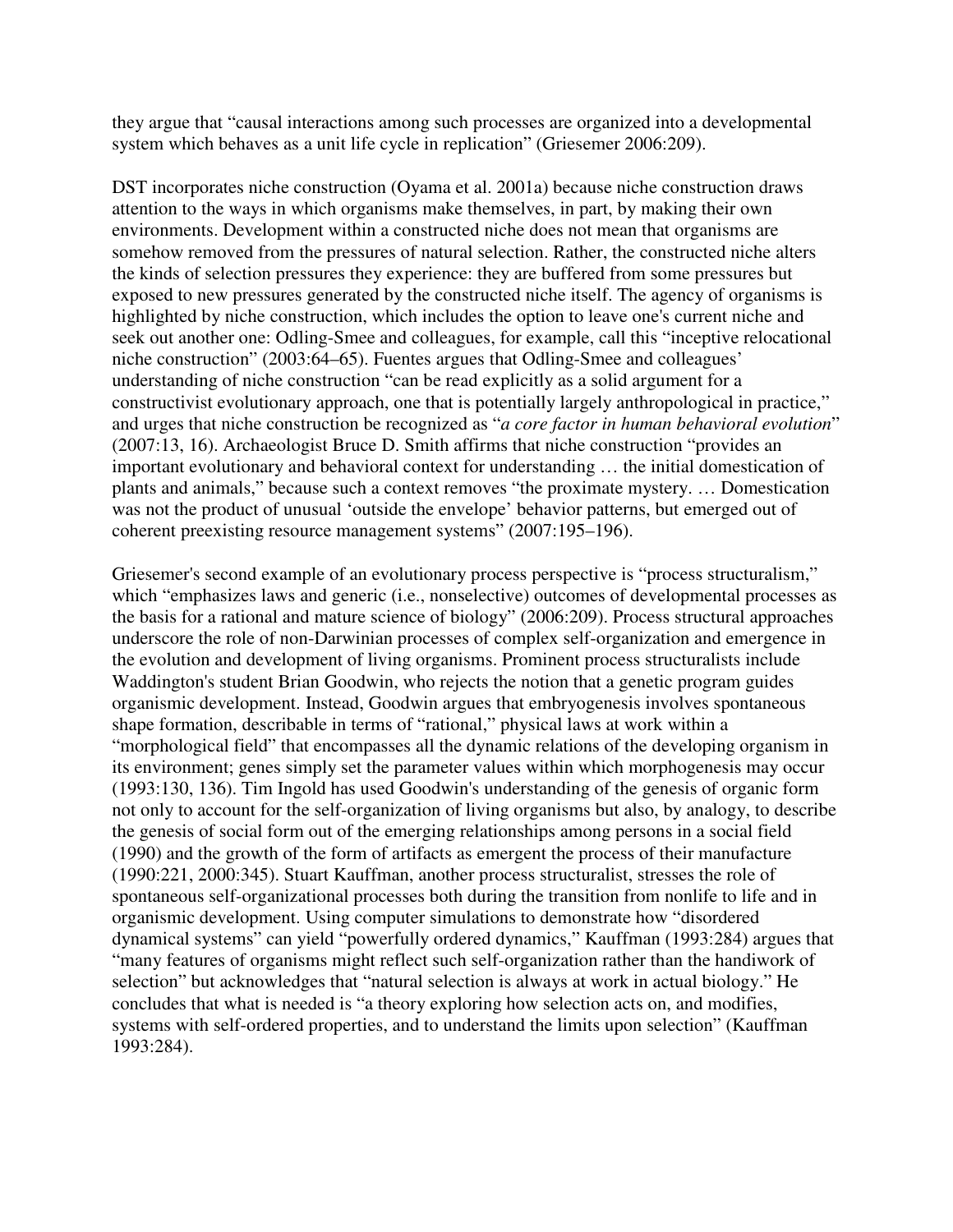they argue that "causal interactions among such processes are organized into a developmental system which behaves as a unit life cycle in replication" (Griesemer 2006:209).

DST incorporates niche construction (Oyama et al. 2001a) because niche construction draws attention to the ways in which organisms make themselves, in part, by making their own environments. Development within a constructed niche does not mean that organisms are somehow removed from the pressures of natural selection. Rather, the constructed niche alters the kinds of selection pressures they experience: they are buffered from some pressures but exposed to new pressures generated by the constructed niche itself. The agency of organisms is highlighted by niche construction, which includes the option to leave one's current niche and seek out another one: Odling-Smee and colleagues, for example, call this "inceptive relocational niche construction" (2003:64–65). Fuentes argues that Odling-Smee and colleagues' understanding of niche construction "can be read explicitly as a solid argument for a constructivist evolutionary approach, one that is potentially largely anthropological in practice," and urges that niche construction be recognized as "*a core factor in human behavioral evolution*" (2007:13, 16). Archaeologist Bruce D. Smith affirms that niche construction "provides an important evolutionary and behavioral context for understanding … the initial domestication of plants and animals," because such a context removes "the proximate mystery. … Domestication was not the product of unusual 'outside the envelope' behavior patterns, but emerged out of coherent preexisting resource management systems" (2007:195–196).

Griesemer's second example of an evolutionary process perspective is "process structuralism," which "emphasizes laws and generic (i.e., nonselective) outcomes of developmental processes as the basis for a rational and mature science of biology" (2006:209). Process structural approaches underscore the role of non-Darwinian processes of complex self-organization and emergence in the evolution and development of living organisms. Prominent process structuralists include Waddington's student Brian Goodwin, who rejects the notion that a genetic program guides organismic development. Instead, Goodwin argues that embryogenesis involves spontaneous shape formation, describable in terms of "rational," physical laws at work within a "morphological field" that encompasses all the dynamic relations of the developing organism in its environment; genes simply set the parameter values within which morphogenesis may occur (1993:130, 136). Tim Ingold has used Goodwin's understanding of the genesis of organic form not only to account for the self-organization of living organisms but also, by analogy, to describe the genesis of social form out of the emerging relationships among persons in a social field (1990) and the growth of the form of artifacts as emergent the process of their manufacture (1990:221, 2000:345). Stuart Kauffman, another process structuralist, stresses the role of spontaneous self-organizational processes both during the transition from nonlife to life and in organismic development. Using computer simulations to demonstrate how "disordered dynamical systems" can yield "powerfully ordered dynamics," Kauffman (1993:284) argues that "many features of organisms might reflect such self-organization rather than the handiwork of selection" but acknowledges that "natural selection is always at work in actual biology." He concludes that what is needed is "a theory exploring how selection acts on, and modifies, systems with self-ordered properties, and to understand the limits upon selection" (Kauffman 1993:284).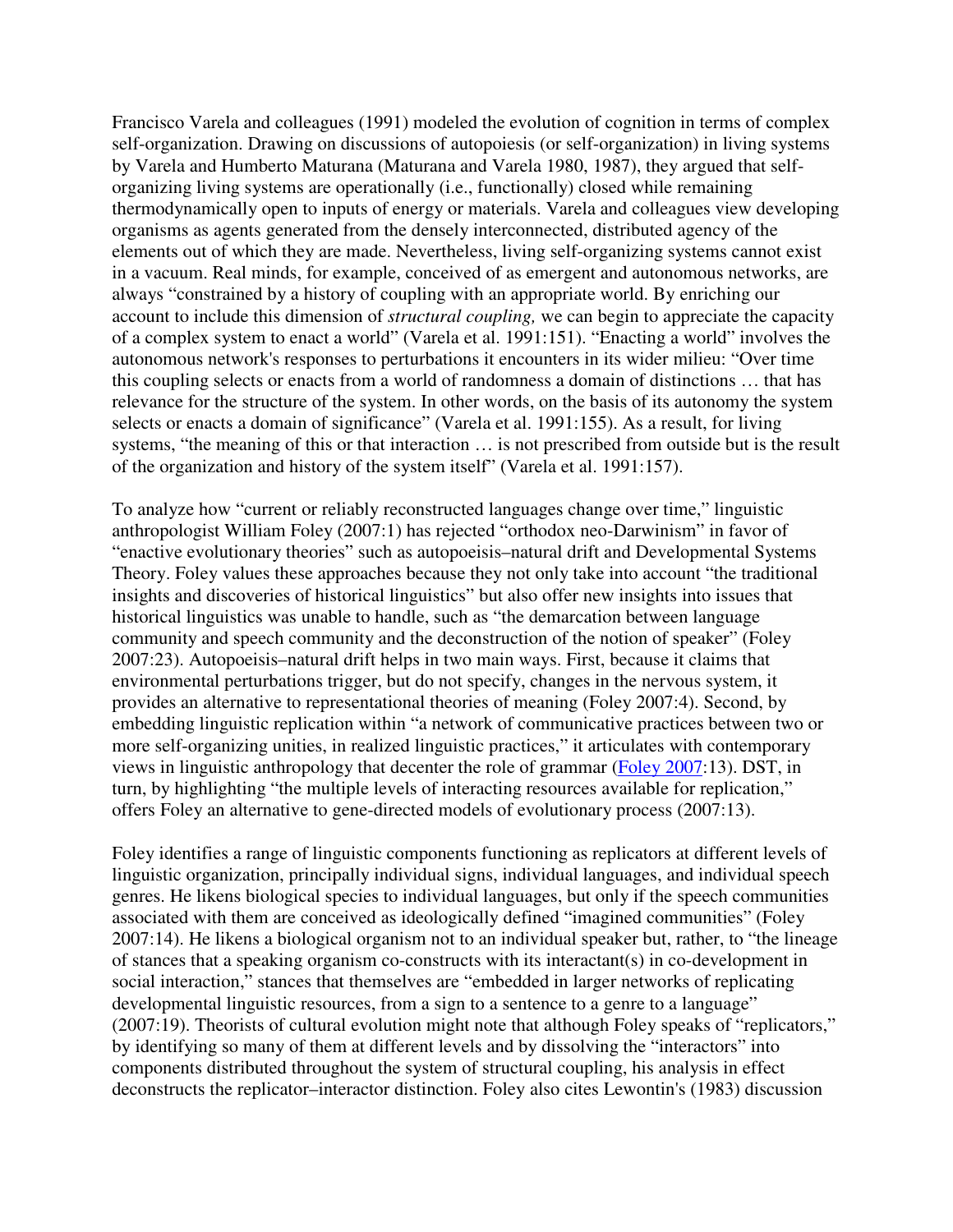Francisco Varela and colleagues (1991) modeled the evolution of cognition in terms of complex self-organization. Drawing on discussions of autopoeisis (or self-organization) in living systems by Varela and Humberto Maturana (Maturana and Varela 1980, 1987), they argued that self-organizing living systems are operationally (i.e., functionally) closed while remaining thermodynamically open to inputs of energy or materials. Varela and colleagues view developing organisms as agents generated from the densely interconnected, distributed agency of the elements out of which they are made. Nevertheless, living self-organizing systems cannot exist in a vacuum. Real minds, for example, conceived of as emergent and autonomous networks, are always "constrained by a history of coupling with an appropriate world. By enriching our account to include this dimension of *structural coupling,* we can begin to appreciate the capacity of a complex system to enact a world" (Varela et al. 1991:151). "Enacting a world" involves the autonomous network's responses to perturbations it encounters in its wider milieu: "Over time this coupling selects or enacts from a world of randomness a domain of distinctions … that has relevance for the structure of the system. In other words, on the basis of its autonomy the system selects or enacts a domain of significance" (Varela et al. 1991:155). As a result, for living systems, "the meaning of this or that interaction … is not prescribed from outside but is the result of the organization and history of the system itself" (Varela et al. 1991:157).

To analyze how "current or reliably reconstructed languages change over time," linguistic anthropologist William Foley (2007:1) has rejected "orthodox neo-Darwinism" in favor of "enactive evolutionary theories" such as autopoeisis–natural drift and Developmental Systems Theory. Foley values these approaches because they not only take into account "the traditional insights and discoveries of historical linguistics" but also offer new insights into issues that historical linguistics was unable to handle, such as "the demarcation between language community and speech community and the deconstruction of the notion of speaker" (Foley 2007:23). Autopoeisis–natural drift helps in two main ways. First, because it claims that environmental perturbations trigger, but do not specify, changes in the nervous system, it provides an alternative to representational theories of meaning (Foley 2007:4). Second, by embedding linguistic replication within "a network of communicative practices between two or more self-organizing unities, in realized linguistic practices," it articulates with contemporary views in linguistic anthropology that decenter the role of grammar (Foley 2007:13). DST, in turn, by highlighting "the multiple levels of interacting resources available for replication," offers Foley an alternative to gene-directed models of evolutionary process (2007:13).

Foley identifies a range of linguistic components functioning as replicators at different levels of linguistic organization, principally individual signs, individual languages, and individual speech genres. He likens biological species to individual languages, but only if the speech communities associated with them are conceived as ideologically defined "imagined communities" (Foley 2007:14). He likens a biological organism not to an individual speaker but, rather, to "the lineage of stances that a speaking organism co-constructs with its interactant(s) in co-development in social interaction," stances that themselves are "embedded in larger networks of replicating developmental linguistic resources, from a sign to a sentence to a genre to a language" (2007:19). Theorists of cultural evolution might note that although Foley speaks of "replicators," by identifying so many of them at different levels and by dissolving the "interactors" into components distributed throughout the system of structural coupling, his analysis in effect deconstructs the replicator–interactor distinction. Foley also cites Lewontin's (1983) discussion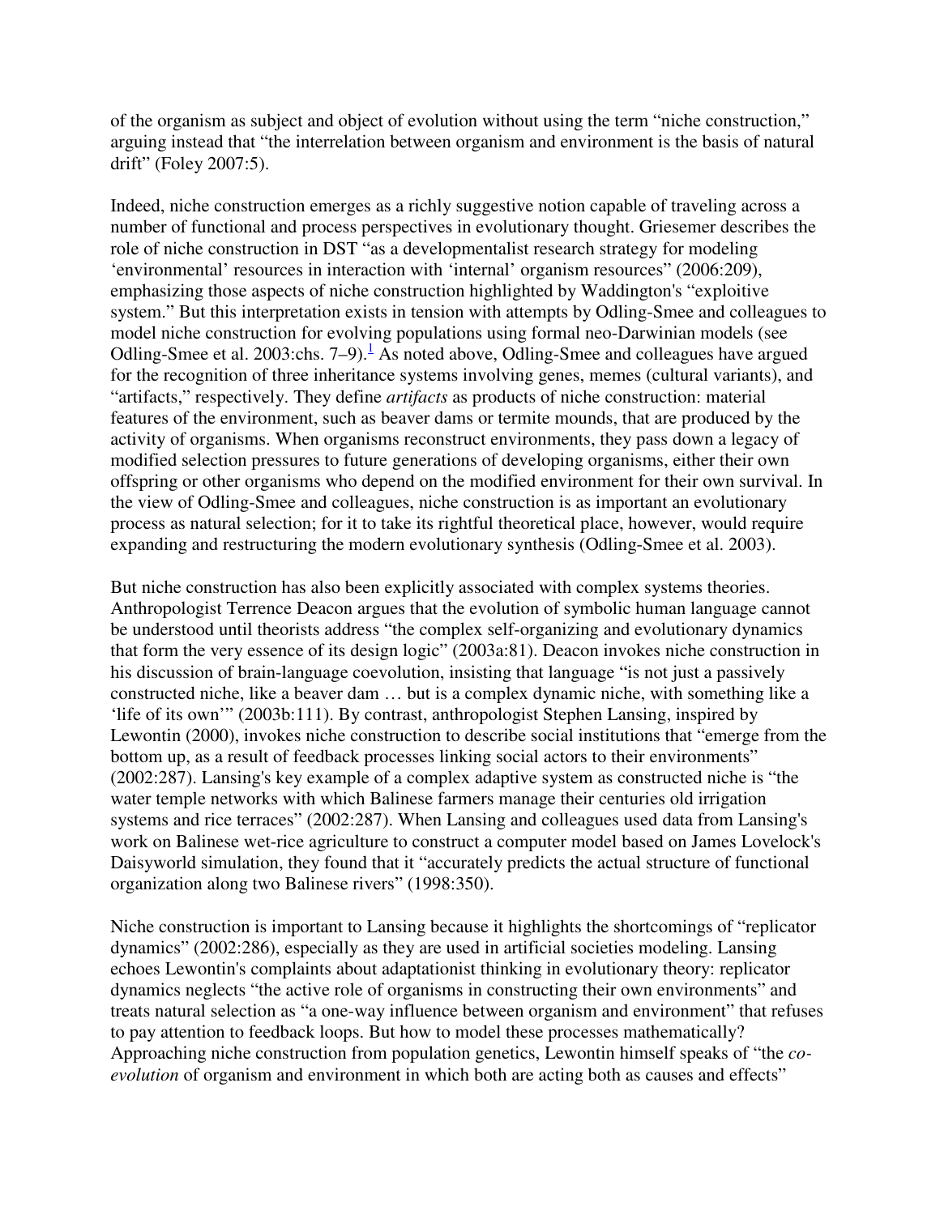of the organism as subject and object of evolution without using the term "niche construction," arguing instead that "the interrelation between organism and environment is the basis of natural drift" (Foley 2007:5).

Indeed, niche construction emerges as a richly suggestive notion capable of traveling across a number of functional and process perspectives in evolutionary thought. Griesemer describes the role of niche construction in DST "as a developmentalist research strategy for modeling 'environmental' resources in interaction with 'internal' organism resources" (2006:209), emphasizing those aspects of niche construction highlighted by Waddington's "exploitive system." But this interpretation exists in tension with attempts by Odling-Smee and colleagues to model niche construction for evolving populations using formal neo-Darwinian models (see Odling-Smee et al. 2003:chs. 7–9).[1] As noted above, Odling-Smee and colleagues have argued for the recognition of three inheritance systems involving genes, memes (cultural variants), and "artifacts," respectively. They define *artifacts* as products of niche construction: material features of the environment, such as beaver dams or termite mounds, that are produced by the activity of organisms. When organisms reconstruct environments, they pass down a legacy of modified selection pressures to future generations of developing organisms, either their own offspring or other organisms who depend on the modified environment for their own survival. In the view of Odling-Smee and colleagues, niche construction is as important an evolutionary process as natural selection; for it to take its rightful theoretical place, however, would require expanding and restructuring the modern evolutionary synthesis (Odling-Smee et al. 2003).

But niche construction has also been explicitly associated with complex systems theories. Anthropologist Terrence Deacon argues that the evolution of symbolic human language cannot be understood until theorists address "the complex self-organizing and evolutionary dynamics that form the very essence of its design logic" (2003a:81). Deacon invokes niche construction in his discussion of brain-language coevolution, insisting that language "is not just a passively constructed niche, like a beaver dam … but is a complex dynamic niche, with something like a 'life of its own'" (2003b:111). By contrast, anthropologist Stephen Lansing, inspired by Lewontin (2000), invokes niche construction to describe social institutions that "emerge from the bottom up, as a result of feedback processes linking social actors to their environments" (2002:287). Lansing's key example of a complex adaptive system as constructed niche is "the water temple networks with which Balinese farmers manage their centuries old irrigation systems and rice terraces" (2002:287). When Lansing and colleagues used data from Lansing's work on Balinese wet-rice agriculture to construct a computer model based on James Lovelock's Daisyworld simulation, they found that it "accurately predicts the actual structure of functional organization along two Balinese rivers" (1998:350).

Niche construction is important to Lansing because it highlights the shortcomings of "replicator dynamics" (2002:286), especially as they are used in artificial societies modeling. Lansing echoes Lewontin's complaints about adaptationist thinking in evolutionary theory: replicator dynamics neglects "the active role of organisms in constructing their own environments" and treats natural selection as "a one-way influence between organism and environment" that refuses to pay attention to feedback loops. But how to model these processes mathematically? Approaching niche construction from population genetics, Lewontin himself speaks of "the *co-evolution* of organism and environment in which both are acting both as causes and effects"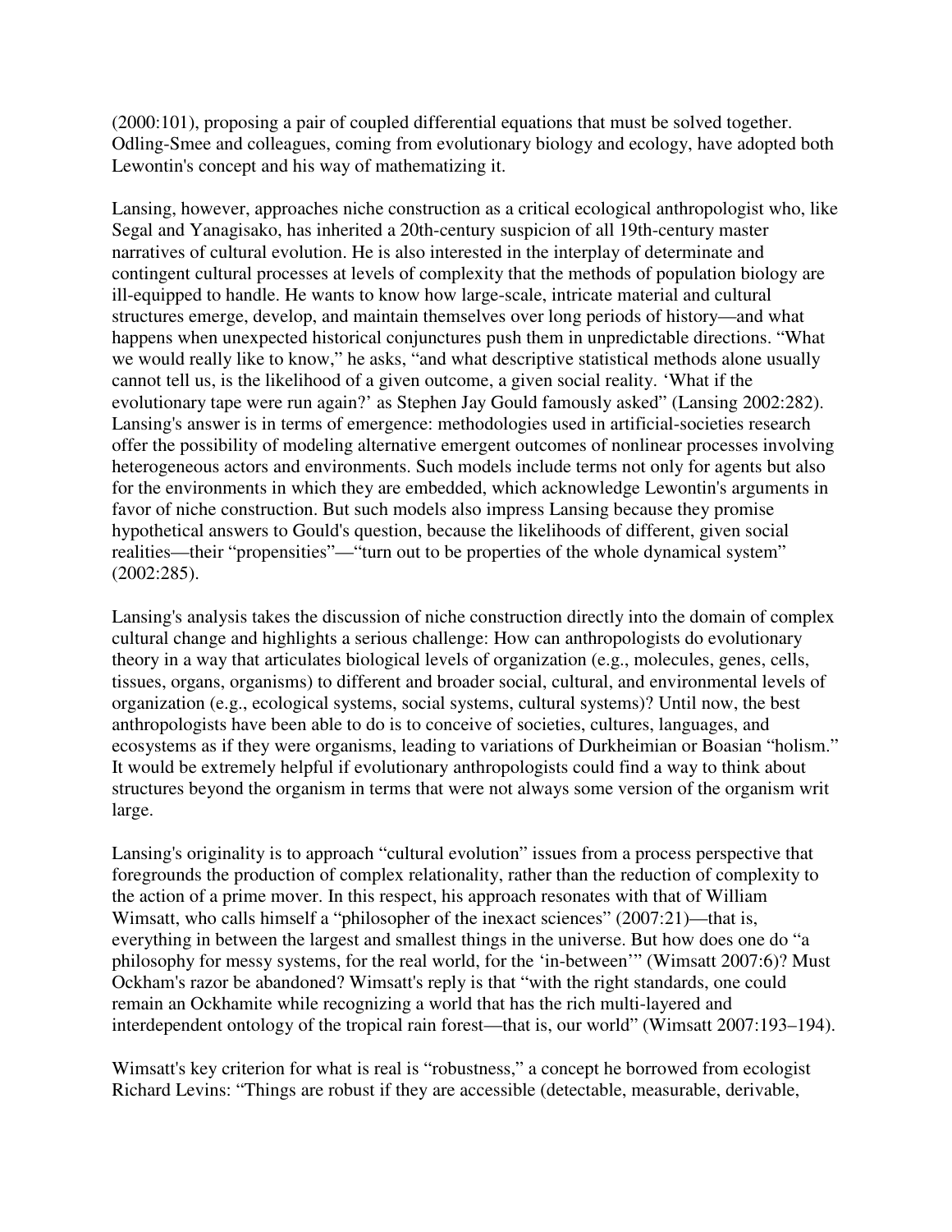(2000:101), proposing a pair of coupled differential equations that must be solved together. Odling-Smee and colleagues, coming from evolutionary biology and ecology, have adopted both Lewontin's concept and his way of mathematizing it.

Lansing, however, approaches niche construction as a critical ecological anthropologist who, like Segal and Yanagisako, has inherited a 20th-century suspicion of all 19th-century master narratives of cultural evolution. He is also interested in the interplay of determinate and contingent cultural processes at levels of complexity that the methods of population biology are ill-equipped to handle. He wants to know how large-scale, intricate material and cultural structures emerge, develop, and maintain themselves over long periods of history—and what happens when unexpected historical conjunctures push them in unpredictable directions. "What we would really like to know," he asks, "and what descriptive statistical methods alone usually cannot tell us, is the likelihood of a given outcome, a given social reality. 'What if the evolutionary tape were run again?' as Stephen Jay Gould famously asked" (Lansing 2002:282). Lansing's answer is in terms of emergence: methodologies used in artificial-societies research offer the possibility of modeling alternative emergent outcomes of nonlinear processes involving heterogeneous actors and environments. Such models include terms not only for agents but also for the environments in which they are embedded, which acknowledge Lewontin's arguments in favor of niche construction. But such models also impress Lansing because they promise hypothetical answers to Gould's question, because the likelihoods of different, given social realities—their "propensities"—"turn out to be properties of the whole dynamical system" (2002:285).

Lansing's analysis takes the discussion of niche construction directly into the domain of complex cultural change and highlights a serious challenge: How can anthropologists do evolutionary theory in a way that articulates biological levels of organization (e.g., molecules, genes, cells, tissues, organs, organisms) to different and broader social, cultural, and environmental levels of organization (e.g., ecological systems, social systems, cultural systems)? Until now, the best anthropologists have been able to do is to conceive of societies, cultures, languages, and ecosystems as if they were organisms, leading to variations of Durkheimian or Boasian "holism." It would be extremely helpful if evolutionary anthropologists could find a way to think about structures beyond the organism in terms that were not always some version of the organism writ large.

Lansing's originality is to approach "cultural evolution" issues from a process perspective that foregrounds the production of complex relationality, rather than the reduction of complexity to the action of a prime mover. In this respect, his approach resonates with that of William Wimsatt, who calls himself a "philosopher of the inexact sciences" (2007:21)—that is, everything in between the largest and smallest things in the universe. But how does one do "a philosophy for messy systems, for the real world, for the 'in-between'" (Wimsatt 2007:6)? Must Ockham's razor be abandoned? Wimsatt's reply is that "with the right standards, one could remain an Ockhamite while recognizing a world that has the rich multi-layered and interdependent ontology of the tropical rain forest—that is, our world" (Wimsatt 2007:193–194).

Wimsatt's key criterion for what is real is "robustness," a concept he borrowed from ecologist Richard Levins: "Things are robust if they are accessible (detectable, measurable, derivable,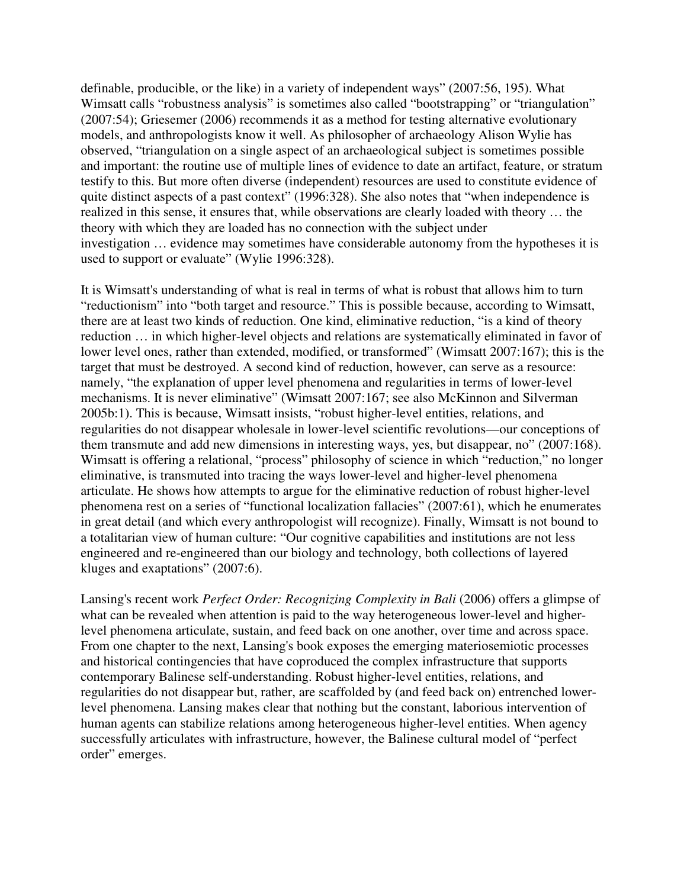definable, producible, or the like) in a variety of independent ways" (2007:56, 195). What Wimsatt calls "robustness analysis" is sometimes also called "bootstrapping" or "triangulation" (2007:54); Griesemer (2006) recommends it as a method for testing alternative evolutionary models, and anthropologists know it well. As philosopher of archaeology Alison Wylie has observed, "triangulation on a single aspect of an archaeological subject is sometimes possible and important: the routine use of multiple lines of evidence to date an artifact, feature, or stratum testify to this. But more often diverse (independent) resources are used to constitute evidence of quite distinct aspects of a past context" (1996:328). She also notes that "when independence is realized in this sense, it ensures that, while observations are clearly loaded with theory … the theory with which they are loaded has no connection with the subject under investigation … evidence may sometimes have considerable autonomy from the hypotheses it is used to support or evaluate" (Wylie 1996:328).

It is Wimsatt's understanding of what is real in terms of what is robust that allows him to turn "reductionism" into "both target and resource." This is possible because, according to Wimsatt, there are at least two kinds of reduction. One kind, eliminative reduction, "is a kind of theory reduction … in which higher-level objects and relations are systematically eliminated in favor of lower level ones, rather than extended, modified, or transformed" (Wimsatt 2007:167); this is the target that must be destroyed. A second kind of reduction, however, can serve as a resource: namely, "the explanation of upper level phenomena and regularities in terms of lower-level mechanisms. It is never eliminative" (Wimsatt 2007:167; see also McKinnon and Silverman 2005b:1). This is because, Wimsatt insists, "robust higher-level entities, relations, and regularities do not disappear wholesale in lower-level scientific revolutions—our conceptions of them transmute and add new dimensions in interesting ways, yes, but disappear, no" (2007:168). Wimsatt is offering a relational, "process" philosophy of science in which "reduction," no longer eliminative, is transmuted into tracing the ways lower-level and higher-level phenomena articulate. He shows how attempts to argue for the eliminative reduction of robust higher-level phenomena rest on a series of "functional localization fallacies" (2007:61), which he enumerates in great detail (and which every anthropologist will recognize). Finally, Wimsatt is not bound to a totalitarian view of human culture: "Our cognitive capabilities and institutions are not less engineered and re-engineered than our biology and technology, both collections of layered kluges and exaptations" (2007:6).

Lansing's recent work *Perfect Order: Recognizing Complexity in Bali* (2006) offers a glimpse of what can be revealed when attention is paid to the way heterogeneous lower-level and higher-level phenomena articulate, sustain, and feed back on one another, over time and across space. From one chapter to the next, Lansing's book exposes the emerging materiosemiotic processes and historical contingencies that have coproduced the complex infrastructure that supports contemporary Balinese self-understanding. Robust higher-level entities, relations, and regularities do not disappear but, rather, are scaffolded by (and feed back on) entrenched lower-level phenomena. Lansing makes clear that nothing but the constant, laborious intervention of human agents can stabilize relations among heterogeneous higher-level entities. When agency successfully articulates with infrastructure, however, the Balinese cultural model of "perfect order" emerges.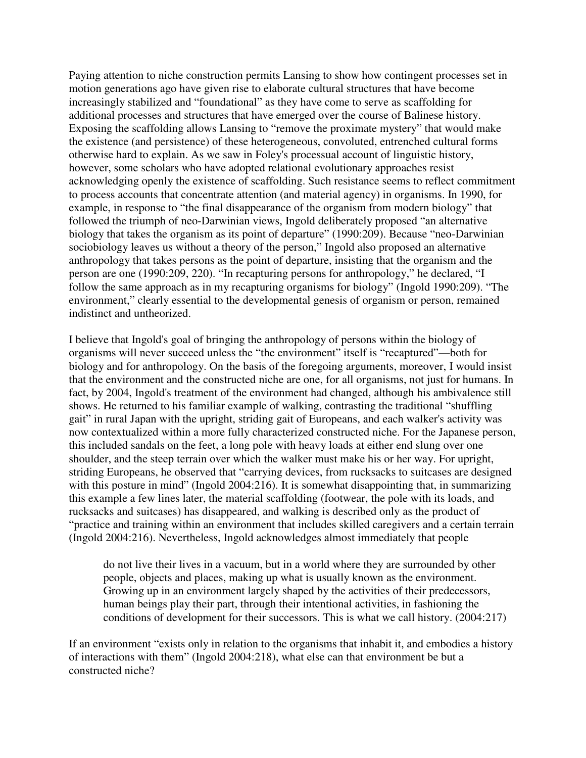Paying attention to niche construction permits Lansing to show how contingent processes set in motion generations ago have given rise to elaborate cultural structures that have become increasingly stabilized and "foundational" as they have come to serve as scaffolding for additional processes and structures that have emerged over the course of Balinese history. Exposing the scaffolding allows Lansing to "remove the proximate mystery" that would make the existence (and persistence) of these heterogeneous, convoluted, entrenched cultural forms otherwise hard to explain. As we saw in Foley's processual account of linguistic history, however, some scholars who have adopted relational evolutionary approaches resist acknowledging openly the existence of scaffolding. Such resistance seems to reflect commitment to process accounts that concentrate attention (and material agency) in organisms. In 1990, for example, in response to "the final disappearance of the organism from modern biology" that followed the triumph of neo-Darwinian views, Ingold deliberately proposed "an alternative biology that takes the organism as its point of departure" (1990:209). Because "neo-Darwinian sociobiology leaves us without a theory of the person," Ingold also proposed an alternative anthropology that takes persons as the point of departure, insisting that the organism and the person are one (1990:209, 220). "In recapturing persons for anthropology," he declared, "I follow the same approach as in my recapturing organisms for biology" (Ingold 1990:209). "The environment," clearly essential to the developmental genesis of organism or person, remained indistinct and untheorized.

I believe that Ingold's goal of bringing the anthropology of persons within the biology of organisms will never succeed unless the "the environment" itself is "recaptured"—both for biology and for anthropology. On the basis of the foregoing arguments, moreover, I would insist that the environment and the constructed niche are one, for all organisms, not just for humans. In fact, by 2004, Ingold's treatment of the environment had changed, although his ambivalence still shows. He returned to his familiar example of walking, contrasting the traditional "shuffling gait" in rural Japan with the upright, striding gait of Europeans, and each walker's activity was now contextualized within a more fully characterized constructed niche. For the Japanese person, this included sandals on the feet, a long pole with heavy loads at either end slung over one shoulder, and the steep terrain over which the walker must make his or her way. For upright, striding Europeans, he observed that "carrying devices, from rucksacks to suitcases are designed with this posture in mind" (Ingold 2004:216). It is somewhat disappointing that, in summarizing this example a few lines later, the material scaffolding (footwear, the pole with its loads, and rucksacks and suitcases) has disappeared, and walking is described only as the product of "practice and training within an environment that includes skilled caregivers and a certain terrain (Ingold 2004:216). Nevertheless, Ingold acknowledges almost immediately that people

> do not live their lives in a vacuum, but in a world where they are surrounded by other people, objects and places, making up what is usually known as the environment. Growing up in an environment largely shaped by the activities of their predecessors, human beings play their part, through their intentional activities, in fashioning the conditions of development for their successors. This is what we call history. (2004:217)

If an environment "exists only in relation to the organisms that inhabit it, and embodies a history of interactions with them" (Ingold 2004:218), what else can that environment be but a constructed niche?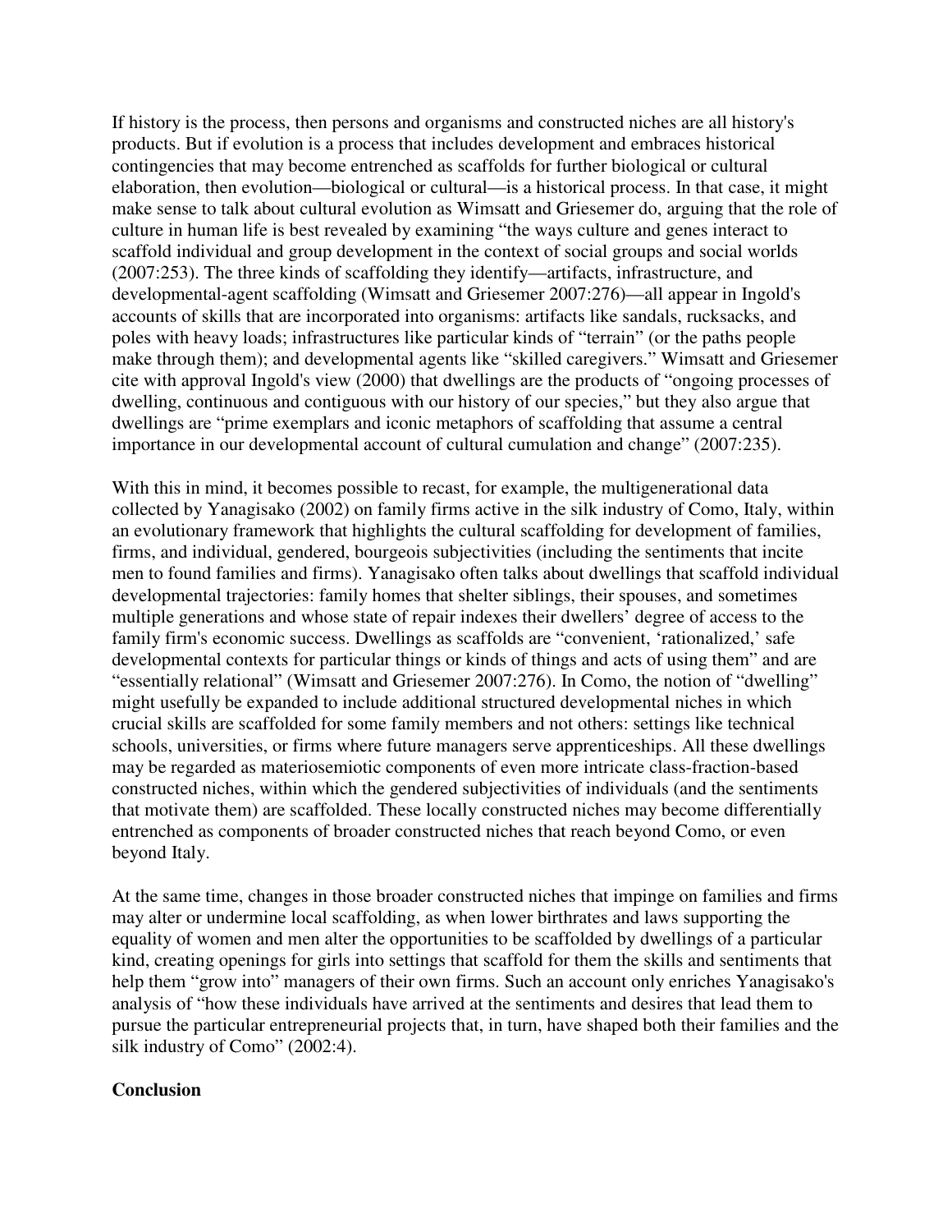If history is the process, then persons and organisms and constructed niches are all history's products. But if evolution is a process that includes development and embraces historical contingencies that may become entrenched as scaffolds for further biological or cultural elaboration, then evolution—biological or cultural—is a historical process. In that case, it might make sense to talk about cultural evolution as Wimsatt and Griesemer do, arguing that the role of culture in human life is best revealed by examining "the ways culture and genes interact to scaffold individual and group development in the context of social groups and social worlds (2007:253). The three kinds of scaffolding they identify—artifacts, infrastructure, and developmental-agent scaffolding (Wimsatt and Griesemer 2007:276)—all appear in Ingold's accounts of skills that are incorporated into organisms: artifacts like sandals, rucksacks, and poles with heavy loads; infrastructures like particular kinds of "terrain" (or the paths people make through them); and developmental agents like "skilled caregivers." Wimsatt and Griesemer cite with approval Ingold's view (2000) that dwellings are the products of "ongoing processes of dwelling, continuous and contiguous with our history of our species," but they also argue that dwellings are "prime exemplars and iconic metaphors of scaffolding that assume a central importance in our developmental account of cultural cumulation and change" (2007:235).

With this in mind, it becomes possible to recast, for example, the multigenerational data collected by Yanagisako (2002) on family firms active in the silk industry of Como, Italy, within an evolutionary framework that highlights the cultural scaffolding for development of families, firms, and individual, gendered, bourgeois subjectivities (including the sentiments that incite men to found families and firms). Yanagisako often talks about dwellings that scaffold individual developmental trajectories: family homes that shelter siblings, their spouses, and sometimes multiple generations and whose state of repair indexes their dwellers' degree of access to the family firm's economic success. Dwellings as scaffolds are "convenient, 'rationalized,' safe developmental contexts for particular things or kinds of things and acts of using them" and are "essentially relational" (Wimsatt and Griesemer 2007:276). In Como, the notion of "dwelling" might usefully be expanded to include additional structured developmental niches in which crucial skills are scaffolded for some family members and not others: settings like technical schools, universities, or firms where future managers serve apprenticeships. All these dwellings may be regarded as materiosemiotic components of even more intricate class-fraction-based constructed niches, within which the gendered subjectivities of individuals (and the sentiments that motivate them) are scaffolded. These locally constructed niches may become differentially entrenched as components of broader constructed niches that reach beyond Como, or even beyond Italy.

At the same time, changes in those broader constructed niches that impinge on families and firms may alter or undermine local scaffolding, as when lower birthrates and laws supporting the equality of women and men alter the opportunities to be scaffolded by dwellings of a particular kind, creating openings for girls into settings that scaffold for them the skills and sentiments that help them "grow into" managers of their own firms. Such an account only enriches Yanagisako's analysis of "how these individuals have arrived at the sentiments and desires that lead them to pursue the particular entrepreneurial projects that, in turn, have shaped both their families and the silk industry of Como" (2002:4).

## Conclusion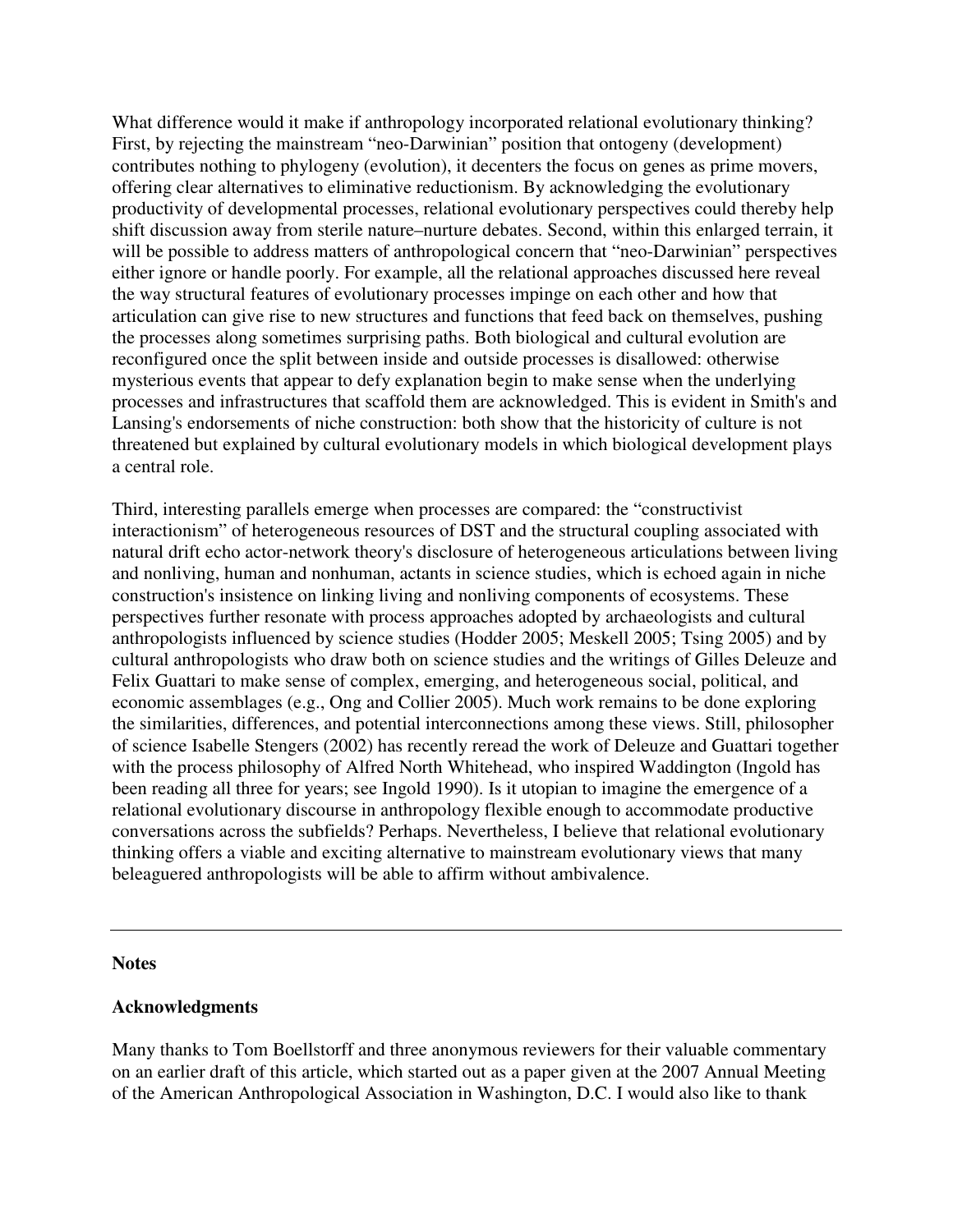What difference would it make if anthropology incorporated relational evolutionary thinking? First, by rejecting the mainstream "neo-Darwinian" position that ontogeny (development) contributes nothing to phylogeny (evolution), it decenters the focus on genes as prime movers, offering clear alternatives to eliminative reductionism. By acknowledging the evolutionary productivity of developmental processes, relational evolutionary perspectives could thereby help shift discussion away from sterile nature–nurture debates. Second, within this enlarged terrain, it will be possible to address matters of anthropological concern that "neo-Darwinian" perspectives either ignore or handle poorly. For example, all the relational approaches discussed here reveal the way structural features of evolutionary processes impinge on each other and how that articulation can give rise to new structures and functions that feed back on themselves, pushing the processes along sometimes surprising paths. Both biological and cultural evolution are reconfigured once the split between inside and outside processes is disallowed: otherwise mysterious events that appear to defy explanation begin to make sense when the underlying processes and infrastructures that scaffold them are acknowledged. This is evident in Smith's and Lansing's endorsements of niche construction: both show that the historicity of culture is not threatened but explained by cultural evolutionary models in which biological development plays a central role.

Third, interesting parallels emerge when processes are compared: the "constructivist interactionism" of heterogeneous resources of DST and the structural coupling associated with natural drift echo actor-network theory's disclosure of heterogeneous articulations between living and nonliving, human and nonhuman, actants in science studies, which is echoed again in niche construction's insistence on linking living and nonliving components of ecosystems. These perspectives further resonate with process approaches adopted by archaeologists and cultural anthropologists influenced by science studies (Hodder 2005; Meskell 2005; Tsing 2005) and by cultural anthropologists who draw both on science studies and the writings of Gilles Deleuze and Felix Guattari to make sense of complex, emerging, and heterogeneous social, political, and economic assemblages (e.g., Ong and Collier 2005). Much work remains to be done exploring the similarities, differences, and potential interconnections among these views. Still, philosopher of science Isabelle Stengers (2002) has recently reread the work of Deleuze and Guattari together with the process philosophy of Alfred North Whitehead, who inspired Waddington (Ingold has been reading all three for years; see Ingold 1990). Is it utopian to imagine the emergence of a relational evolutionary discourse in anthropology flexible enough to accommodate productive conversations across the subfields? Perhaps. Nevertheless, I believe that relational evolutionary thinking offers a viable and exciting alternative to mainstream evolutionary views that many beleaguered anthropologists will be able to affirm without ambivalence.

---

**Notes**

**Acknowledgments**

Many thanks to Tom Boellstorff and three anonymous reviewers for their valuable commentary on an earlier draft of this article, which started out as a paper given at the 2007 Annual Meeting of the American Anthropological Association in Washington, D.C. I would also like to thank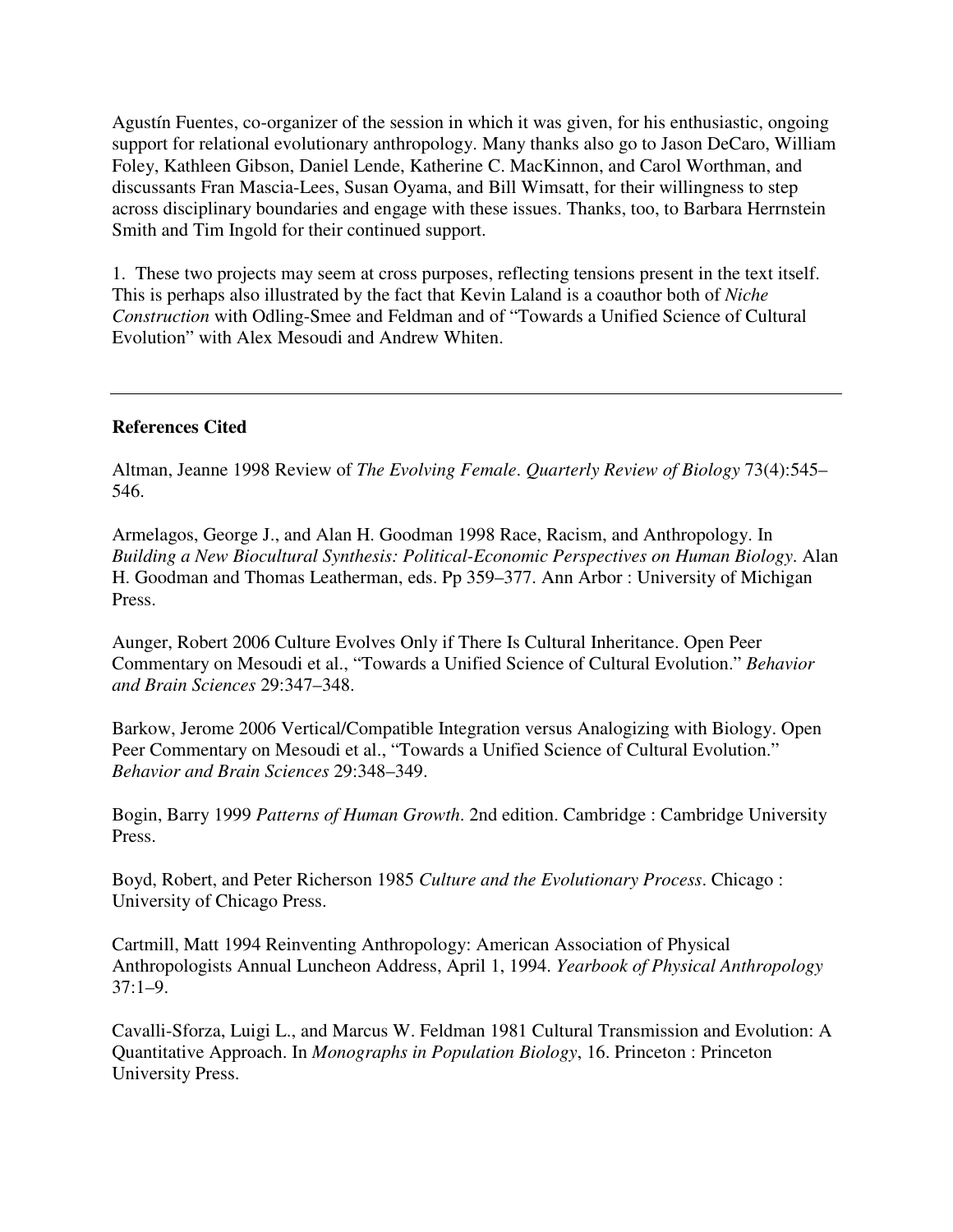Agustín Fuentes, co-organizer of the session in which it was given, for his enthusiastic, ongoing support for relational evolutionary anthropology. Many thanks also go to Jason DeCaro, William Foley, Kathleen Gibson, Daniel Lende, Katherine C. MacKinnon, and Carol Worthman, and discussants Fran Mascia-Lees, Susan Oyama, and Bill Wimsatt, for their willingness to step across disciplinary boundaries and engage with these issues. Thanks, too, to Barbara Herrnstein Smith and Tim Ingold for their continued support.

1. These two projects may seem at cross purposes, reflecting tensions present in the text itself. This is perhaps also illustrated by the fact that Kevin Laland is a coauthor both of *Niche Construction* with Odling-Smee and Feldman and of "Towards a Unified Science of Cultural Evolution" with Alex Mesoudi and Andrew Whiten.

---

**References Cited**

Altman, Jeanne 1998 Review of *The Evolving Female*. *Quarterly Review of Biology* 73(4):545–546.

Armelagos, George J., and Alan H. Goodman 1998 Race, Racism, and Anthropology. In *Building a New Biocultural Synthesis: Political-Economic Perspectives on Human Biology*. Alan H. Goodman and Thomas Leatherman, eds. Pp 359–377. Ann Arbor : University of Michigan Press.

Aunger, Robert 2006 Culture Evolves Only if There Is Cultural Inheritance. Open Peer Commentary on Mesoudi et al., "Towards a Unified Science of Cultural Evolution." *Behavior and Brain Sciences* 29:347–348.

Barkow, Jerome 2006 Vertical/Compatible Integration versus Analogizing with Biology. Open Peer Commentary on Mesoudi et al., "Towards a Unified Science of Cultural Evolution." *Behavior and Brain Sciences* 29:348–349.

Bogin, Barry 1999 *Patterns of Human Growth*. 2nd edition. Cambridge : Cambridge University Press.

Boyd, Robert, and Peter Richerson 1985 *Culture and the Evolutionary Process*. Chicago : University of Chicago Press.

Cartmill, Matt 1994 Reinventing Anthropology: American Association of Physical Anthropologists Annual Luncheon Address, April 1, 1994. *Yearbook of Physical Anthropology* 37:1–9.

Cavalli-Sforza, Luigi L., and Marcus W. Feldman 1981 Cultural Transmission and Evolution: A Quantitative Approach. In *Monographs in Population Biology*, 16. Princeton : Princeton University Press.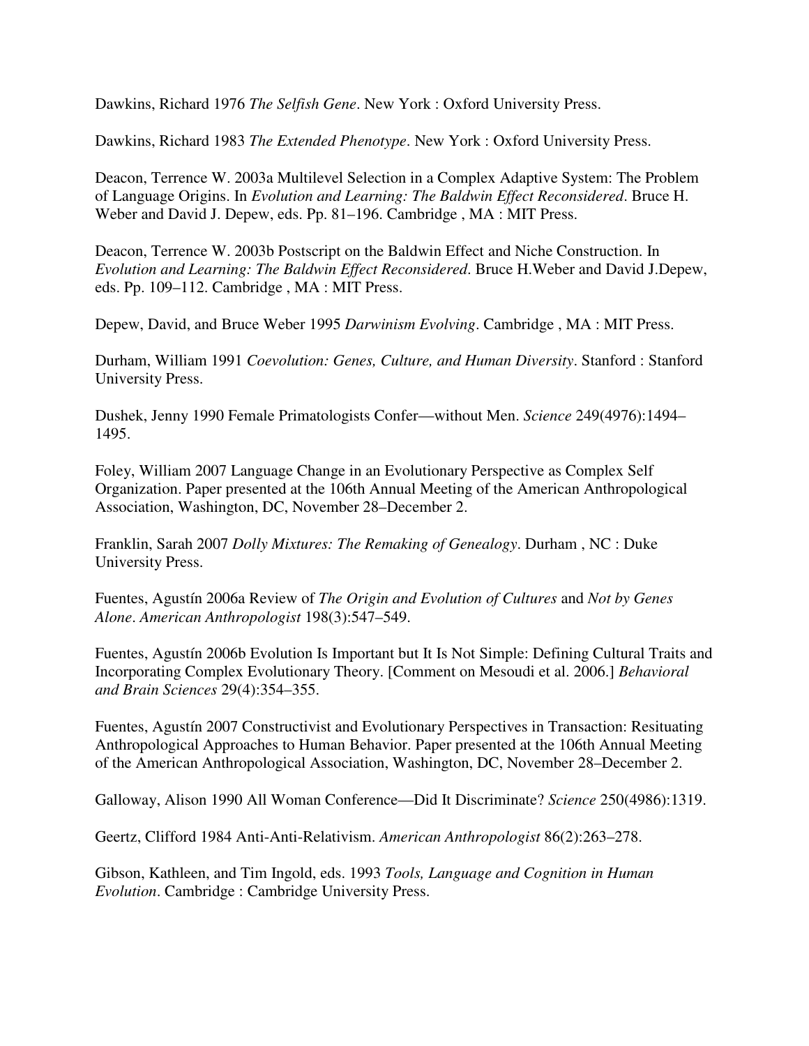Dawkins, Richard 1976 *The Selfish Gene*. New York : Oxford University Press.

Dawkins, Richard 1983 *The Extended Phenotype*. New York : Oxford University Press.

Deacon, Terrence W. 2003a Multilevel Selection in a Complex Adaptive System: The Problem of Language Origins. In *Evolution and Learning: The Baldwin Effect Reconsidered*. Bruce H. Weber and David J. Depew, eds. Pp. 81–196. Cambridge , MA : MIT Press.

Deacon, Terrence W. 2003b Postscript on the Baldwin Effect and Niche Construction. In *Evolution and Learning: The Baldwin Effect Reconsidered*. Bruce H.Weber and David J.Depew, eds. Pp. 109–112. Cambridge , MA : MIT Press.

Depew, David, and Bruce Weber 1995 *Darwinism Evolving*. Cambridge , MA : MIT Press.

Durham, William 1991 *Coevolution: Genes, Culture, and Human Diversity*. Stanford : Stanford University Press.

Dushek, Jenny 1990 Female Primatologists Confer—without Men. *Science* 249(4976):1494–1495.

Foley, William 2007 Language Change in an Evolutionary Perspective as Complex Self Organization. Paper presented at the 106th Annual Meeting of the American Anthropological Association, Washington, DC, November 28–December 2.

Franklin, Sarah 2007 *Dolly Mixtures: The Remaking of Genealogy*. Durham , NC : Duke University Press.

Fuentes, Agustín 2006a Review of *The Origin and Evolution of Cultures* and *Not by Genes Alone*. *American Anthropologist* 198(3):547–549.

Fuentes, Agustín 2006b Evolution Is Important but It Is Not Simple: Defining Cultural Traits and Incorporating Complex Evolutionary Theory. [Comment on Mesoudi et al. 2006.] *Behavioral and Brain Sciences* 29(4):354–355.

Fuentes, Agustín 2007 Constructivist and Evolutionary Perspectives in Transaction: Resituating Anthropological Approaches to Human Behavior. Paper presented at the 106th Annual Meeting of the American Anthropological Association, Washington, DC, November 28–December 2.

Galloway, Alison 1990 All Woman Conference—Did It Discriminate? *Science* 250(4986):1319.

Geertz, Clifford 1984 Anti-Anti-Relativism. *American Anthropologist* 86(2):263–278.

Gibson, Kathleen, and Tim Ingold, eds. 1993 *Tools, Language and Cognition in Human Evolution*. Cambridge : Cambridge University Press.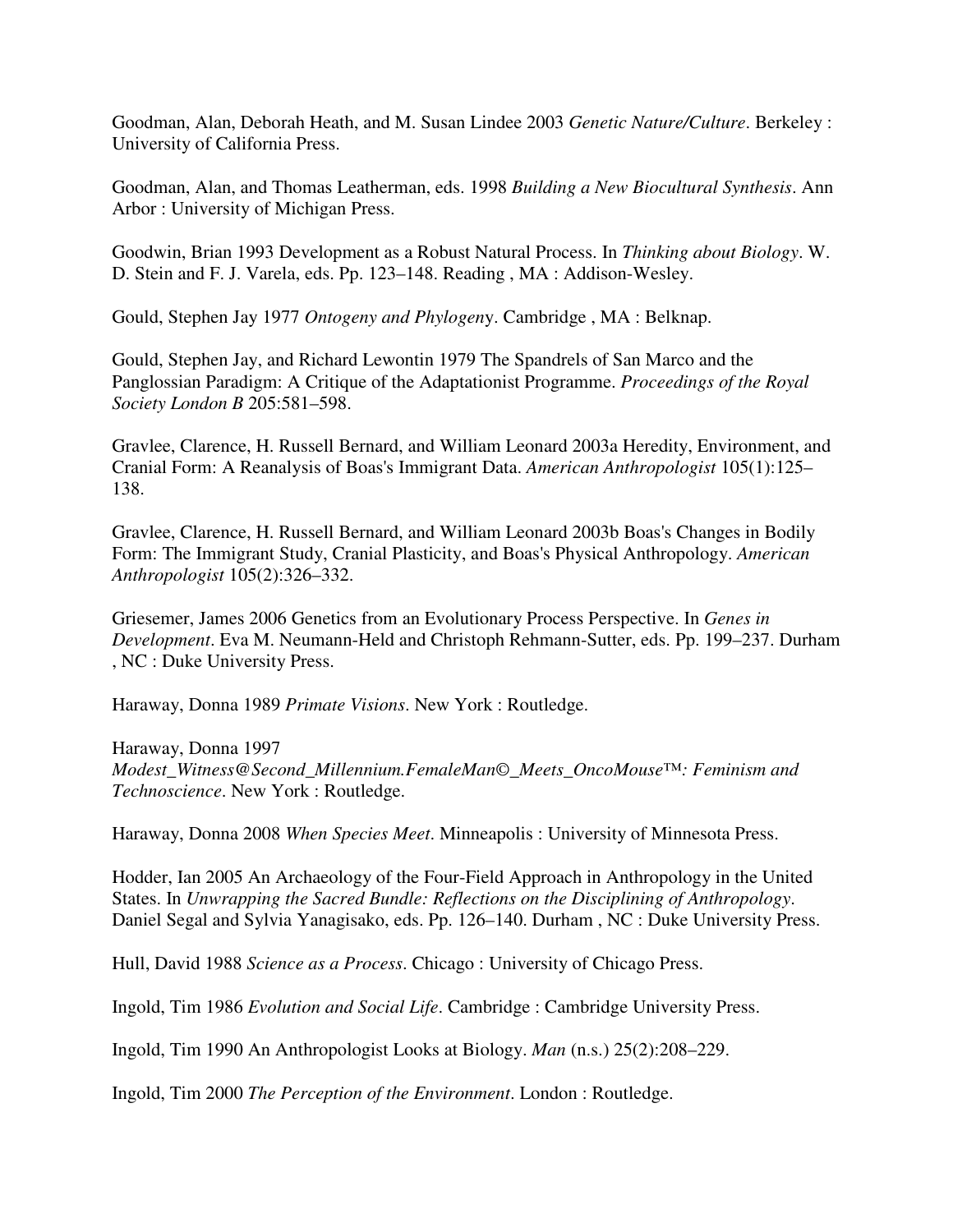Goodman, Alan, Deborah Heath, and M. Susan Lindee 2003 *Genetic Nature/Culture*. Berkeley : University of California Press.

Goodman, Alan, and Thomas Leatherman, eds. 1998 *Building a New Biocultural Synthesis*. Ann Arbor : University of Michigan Press.

Goodwin, Brian 1993 Development as a Robust Natural Process. In *Thinking about Biology*. W. D. Stein and F. J. Varela, eds. Pp. 123–148. Reading , MA : Addison-Wesley.

Gould, Stephen Jay 1977 *Ontogeny and Phylogeny*. Cambridge , MA : Belknap.

Gould, Stephen Jay, and Richard Lewontin 1979 The Spandrels of San Marco and the Panglossian Paradigm: A Critique of the Adaptationist Programme. *Proceedings of the Royal Society London B* 205:581–598.

Gravlee, Clarence, H. Russell Bernard, and William Leonard 2003a Heredity, Environment, and Cranial Form: A Reanalysis of Boas's Immigrant Data. *American Anthropologist* 105(1):125–138.

Gravlee, Clarence, H. Russell Bernard, and William Leonard 2003b Boas's Changes in Bodily Form: The Immigrant Study, Cranial Plasticity, and Boas's Physical Anthropology. *American Anthropologist* 105(2):326–332.

Griesemer, James 2006 Genetics from an Evolutionary Process Perspective. In *Genes in Development*. Eva M. Neumann-Held and Christoph Rehmann-Sutter, eds. Pp. 199–237. Durham , NC : Duke University Press.

Haraway, Donna 1989 *Primate Visions*. New York : Routledge.

Haraway, Donna 1997 *Modest_Witness@Second_Millennium.FemaleMan©_Meets_OncoMouse™: Feminism and Technoscience*. New York : Routledge.

Haraway, Donna 2008 *When Species Meet*. Minneapolis : University of Minnesota Press.

Hodder, Ian 2005 An Archaeology of the Four-Field Approach in Anthropology in the United States. In *Unwrapping the Sacred Bundle: Reflections on the Disciplining of Anthropology*. Daniel Segal and Sylvia Yanagisako, eds. Pp. 126–140. Durham , NC : Duke University Press.

Hull, David 1988 *Science as a Process*. Chicago : University of Chicago Press.

Ingold, Tim 1986 *Evolution and Social Life*. Cambridge : Cambridge University Press.

Ingold, Tim 1990 An Anthropologist Looks at Biology. *Man* (n.s.) 25(2):208–229.

Ingold, Tim 2000 *The Perception of the Environment*. London : Routledge.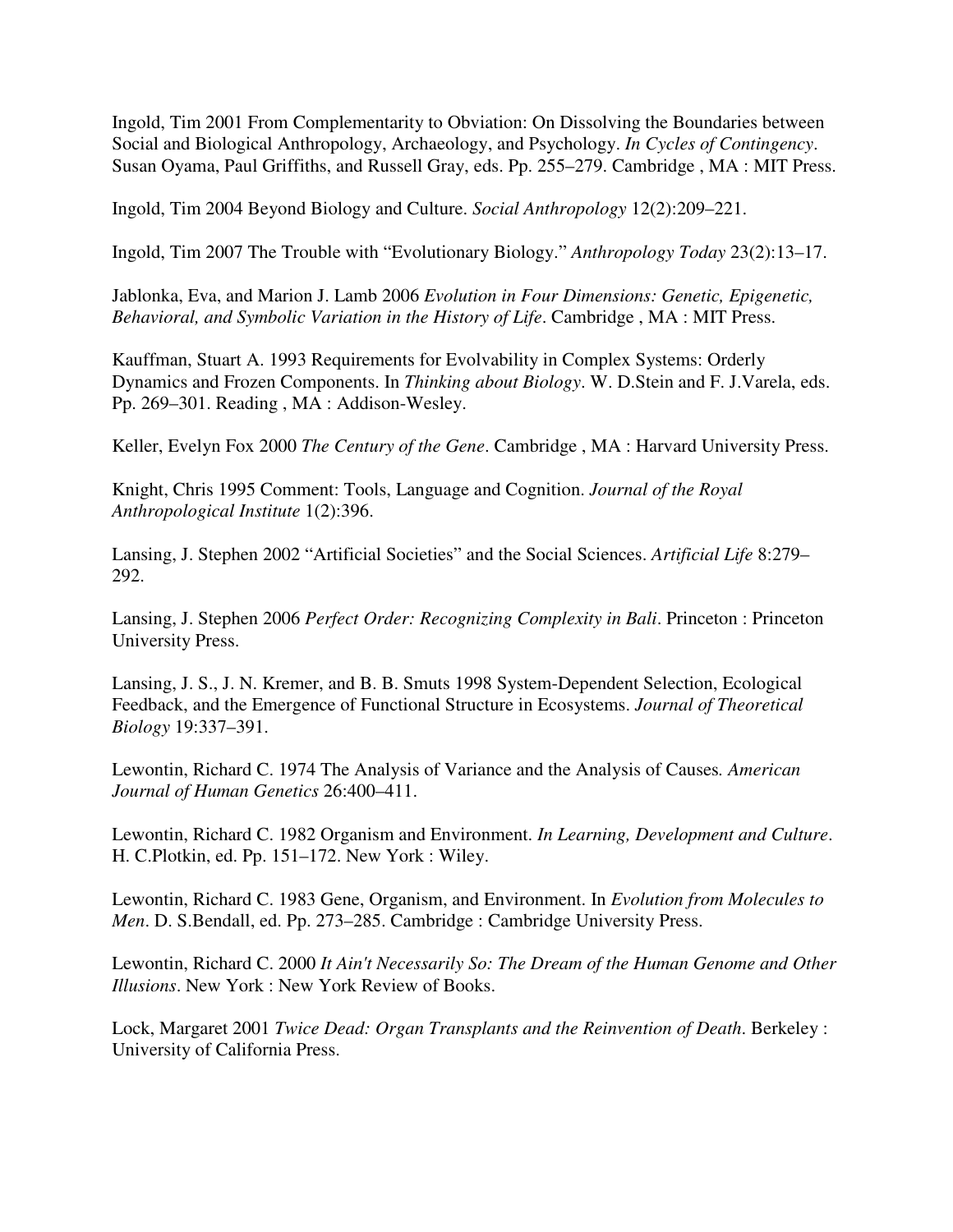Ingold, Tim 2001 From Complementarity to Obviation: On Dissolving the Boundaries between Social and Biological Anthropology, Archaeology, and Psychology. *In Cycles of Contingency*. Susan Oyama, Paul Griffiths, and Russell Gray, eds. Pp. 255–279. Cambridge , MA : MIT Press.

Ingold, Tim 2004 Beyond Biology and Culture. *Social Anthropology* 12(2):209–221.

Ingold, Tim 2007 The Trouble with "Evolutionary Biology." *Anthropology Today* 23(2):13–17.

Jablonka, Eva, and Marion J. Lamb 2006 *Evolution in Four Dimensions: Genetic, Epigenetic, Behavioral, and Symbolic Variation in the History of Life*. Cambridge , MA : MIT Press.

Kauffman, Stuart A. 1993 Requirements for Evolvability in Complex Systems: Orderly Dynamics and Frozen Components. In *Thinking about Biology*. W. D.Stein and F. J.Varela, eds. Pp. 269–301. Reading , MA : Addison-Wesley.

Keller, Evelyn Fox 2000 *The Century of the Gene*. Cambridge , MA : Harvard University Press.

Knight, Chris 1995 Comment: Tools, Language and Cognition. *Journal of the Royal Anthropological Institute* 1(2):396.

Lansing, J. Stephen 2002 "Artificial Societies" and the Social Sciences. *Artificial Life* 8:279–292.

Lansing, J. Stephen 2006 *Perfect Order: Recognizing Complexity in Bali*. Princeton : Princeton University Press.

Lansing, J. S., J. N. Kremer, and B. B. Smuts 1998 System-Dependent Selection, Ecological Feedback, and the Emergence of Functional Structure in Ecosystems. *Journal of Theoretical Biology* 19:337–391.

Lewontin, Richard C. 1974 The Analysis of Variance and the Analysis of Causes*. American Journal of Human Genetics* 26:400–411.

Lewontin, Richard C. 1982 Organism and Environment. *In Learning, Development and Culture*. H. C.Plotkin, ed. Pp. 151–172. New York : Wiley.

Lewontin, Richard C. 1983 Gene, Organism, and Environment. In *Evolution from Molecules to Men*. D. S.Bendall, ed. Pp. 273–285. Cambridge : Cambridge University Press.

Lewontin, Richard C. 2000 *It Ain't Necessarily So: The Dream of the Human Genome and Other Illusions*. New York : New York Review of Books.

Lock, Margaret 2001 *Twice Dead: Organ Transplants and the Reinvention of Death*. Berkeley : University of California Press.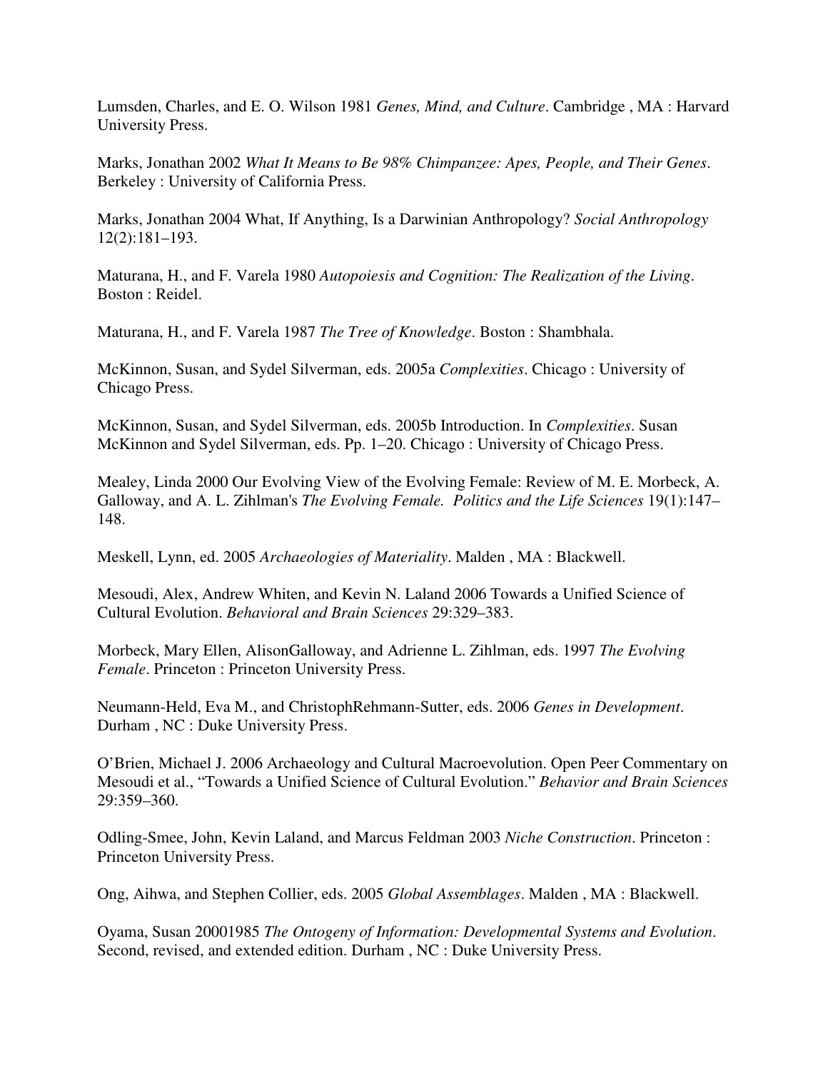Lumsden, Charles, and E. O. Wilson 1981 *Genes, Mind, and Culture*. Cambridge , MA : Harvard University Press.

Marks, Jonathan 2002 *What It Means to Be 98% Chimpanzee: Apes, People, and Their Genes*. Berkeley : University of California Press.

Marks, Jonathan 2004 What, If Anything, Is a Darwinian Anthropology? *Social Anthropology* 12(2):181–193.

Maturana, H., and F. Varela 1980 *Autopoiesis and Cognition: The Realization of the Living*. Boston : Reidel.

Maturana, H., and F. Varela 1987 *The Tree of Knowledge*. Boston : Shambhala.

McKinnon, Susan, and Sydel Silverman, eds. 2005a *Complexities*. Chicago : University of Chicago Press.

McKinnon, Susan, and Sydel Silverman, eds. 2005b Introduction. In *Complexities*. Susan McKinnon and Sydel Silverman, eds. Pp. 1–20. Chicago : University of Chicago Press.

Mealey, Linda 2000 Our Evolving View of the Evolving Female: Review of M. E. Morbeck, A. Galloway, and A. L. Zihlman's *The Evolving Female. Politics and the Life Sciences* 19(1):147–148.

Meskell, Lynn, ed. 2005 *Archaeologies of Materiality*. Malden , MA : Blackwell.

Mesoudi, Alex, Andrew Whiten, and Kevin N. Laland 2006 Towards a Unified Science of Cultural Evolution. *Behavioral and Brain Sciences* 29:329–383.

Morbeck, Mary Ellen, AlisonGalloway, and Adrienne L. Zihlman, eds. 1997 *The Evolving Female*. Princeton : Princeton University Press.

Neumann-Held, Eva M., and ChristophRehmann-Sutter, eds. 2006 *Genes in Development*. Durham , NC : Duke University Press.

O'Brien, Michael J. 2006 Archaeology and Cultural Macroevolution. Open Peer Commentary on Mesoudi et al., "Towards a Unified Science of Cultural Evolution." *Behavior and Brain Sciences* 29:359–360.

Odling-Smee, John, Kevin Laland, and Marcus Feldman 2003 *Niche Construction*. Princeton : Princeton University Press.

Ong, Aihwa, and Stephen Collier, eds. 2005 *Global Assemblages*. Malden , MA : Blackwell.

Oyama, Susan 20001985 *The Ontogeny of Information: Developmental Systems and Evolution*. Second, revised, and extended edition. Durham , NC : Duke University Press.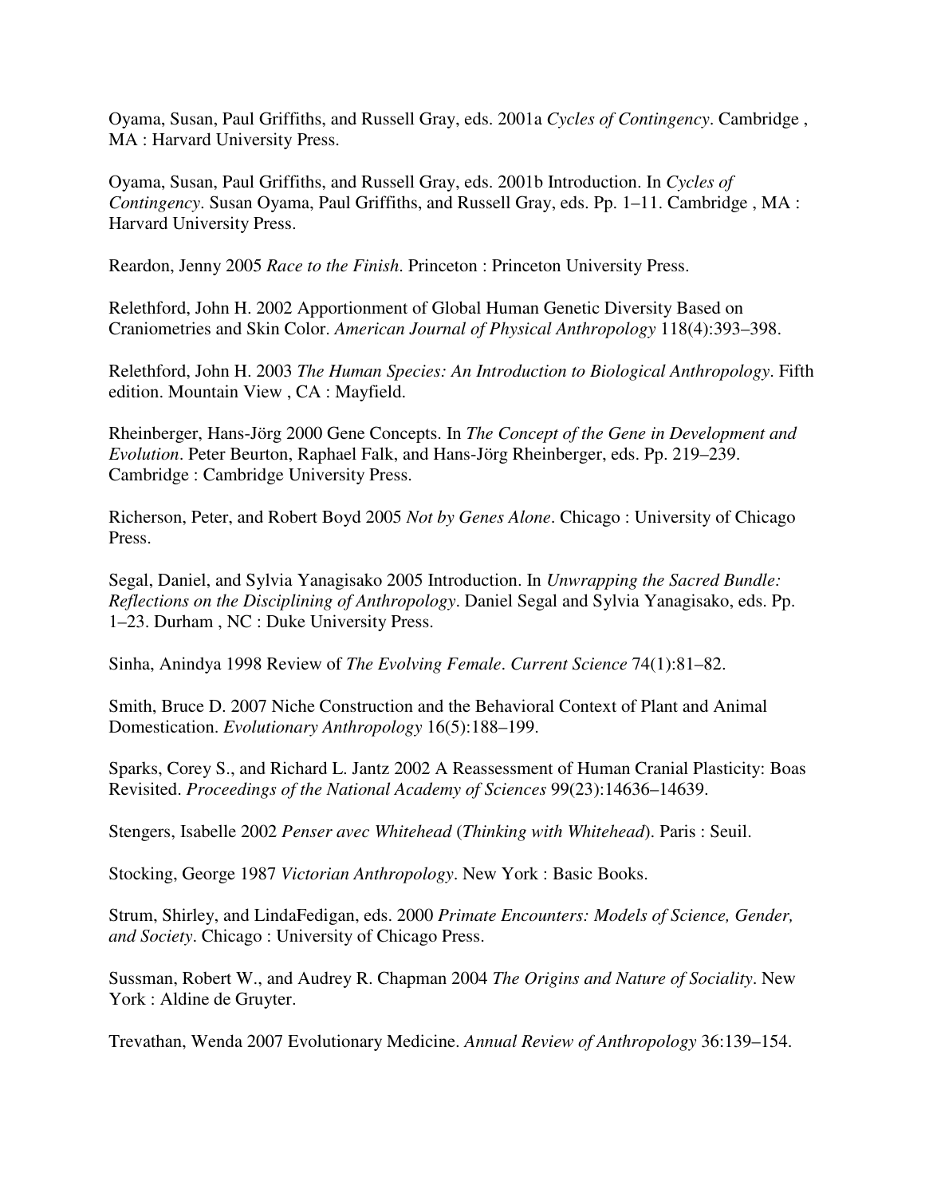Oyama, Susan, Paul Griffiths, and Russell Gray, eds. 2001a *Cycles of Contingency*. Cambridge , MA : Harvard University Press.

Oyama, Susan, Paul Griffiths, and Russell Gray, eds. 2001b Introduction. In *Cycles of Contingency*. Susan Oyama, Paul Griffiths, and Russell Gray, eds. Pp. 1–11. Cambridge , MA : Harvard University Press.

Reardon, Jenny 2005 *Race to the Finish*. Princeton : Princeton University Press.

Relethford, John H. 2002 Apportionment of Global Human Genetic Diversity Based on Craniometries and Skin Color. *American Journal of Physical Anthropology* 118(4):393–398.

Relethford, John H. 2003 *The Human Species: An Introduction to Biological Anthropology*. Fifth edition. Mountain View , CA : Mayfield.

Rheinberger, Hans-Jörg 2000 Gene Concepts. In *The Concept of the Gene in Development and Evolution*. Peter Beurton, Raphael Falk, and Hans-Jörg Rheinberger, eds. Pp. 219–239. Cambridge : Cambridge University Press.

Richerson, Peter, and Robert Boyd 2005 *Not by Genes Alone*. Chicago : University of Chicago Press.

Segal, Daniel, and Sylvia Yanagisako 2005 Introduction. In *Unwrapping the Sacred Bundle: Reflections on the Disciplining of Anthropology*. Daniel Segal and Sylvia Yanagisako, eds. Pp. 1–23. Durham , NC : Duke University Press.

Sinha, Anindya 1998 Review of *The Evolving Female*. *Current Science* 74(1):81–82.

Smith, Bruce D. 2007 Niche Construction and the Behavioral Context of Plant and Animal Domestication. *Evolutionary Anthropology* 16(5):188–199.

Sparks, Corey S., and Richard L. Jantz 2002 A Reassessment of Human Cranial Plasticity: Boas Revisited. *Proceedings of the National Academy of Sciences* 99(23):14636–14639.

Stengers, Isabelle 2002 *Penser avec Whitehead* (*Thinking with Whitehead*). Paris : Seuil.

Stocking, George 1987 *Victorian Anthropology*. New York : Basic Books.

Strum, Shirley, and LindaFedigan, eds. 2000 *Primate Encounters: Models of Science, Gender, and Society*. Chicago : University of Chicago Press.

Sussman, Robert W., and Audrey R. Chapman 2004 *The Origins and Nature of Sociality*. New York : Aldine de Gruyter.

Trevathan, Wenda 2007 Evolutionary Medicine. *Annual Review of Anthropology* 36:139–154.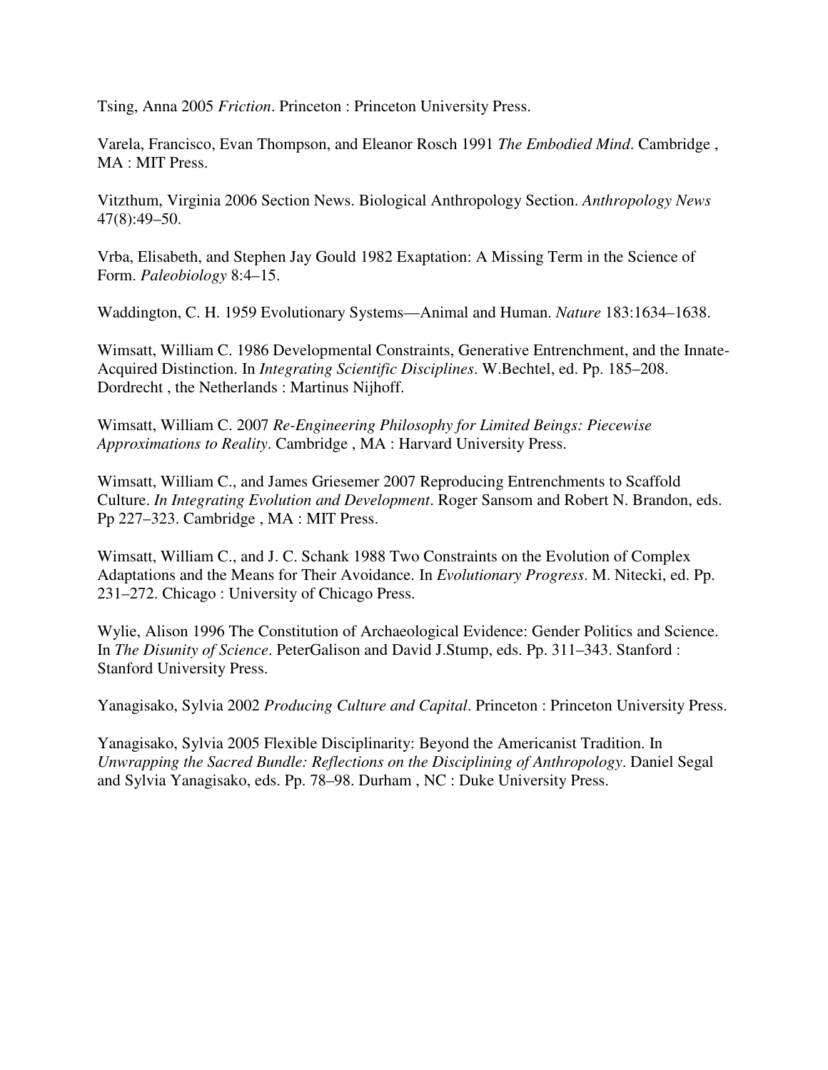Tsing, Anna 2005 *Friction*. Princeton : Princeton University Press.

Varela, Francisco, Evan Thompson, and Eleanor Rosch 1991 *The Embodied Mind*. Cambridge , MA : MIT Press.

Vitzthum, Virginia 2006 Section News. Biological Anthropology Section. *Anthropology News* 47(8):49–50.

Vrba, Elisabeth, and Stephen Jay Gould 1982 Exaptation: A Missing Term in the Science of Form. *Paleobiology* 8:4–15.

Waddington, C. H. 1959 Evolutionary Systems—Animal and Human. *Nature* 183:1634–1638.

Wimsatt, William C. 1986 Developmental Constraints, Generative Entrenchment, and the Innate-Acquired Distinction. In *Integrating Scientific Disciplines*. W.Bechtel, ed. Pp. 185–208. Dordrecht , the Netherlands : Martinus Nijhoff.

Wimsatt, William C. 2007 *Re-Engineering Philosophy for Limited Beings: Piecewise Approximations to Reality*. Cambridge , MA : Harvard University Press.

Wimsatt, William C., and James Griesemer 2007 Reproducing Entrenchments to Scaffold Culture. *In Integrating Evolution and Development*. Roger Sansom and Robert N. Brandon, eds. Pp 227–323. Cambridge , MA : MIT Press.

Wimsatt, William C., and J. C. Schank 1988 Two Constraints on the Evolution of Complex Adaptations and the Means for Their Avoidance. In *Evolutionary Progress*. M. Nitecki, ed. Pp. 231–272. Chicago : University of Chicago Press.

Wylie, Alison 1996 The Constitution of Archaeological Evidence: Gender Politics and Science. In *The Disunity of Science*. PeterGalison and David J.Stump, eds. Pp. 311–343. Stanford : Stanford University Press.

Yanagisako, Sylvia 2002 *Producing Culture and Capital*. Princeton : Princeton University Press.

Yanagisako, Sylvia 2005 Flexible Disciplinarity: Beyond the Americanist Tradition. In *Unwrapping the Sacred Bundle: Reflections on the Disciplining of Anthropology*. Daniel Segal and Sylvia Yanagisako, eds. Pp. 78–98. Durham , NC : Duke University Press.